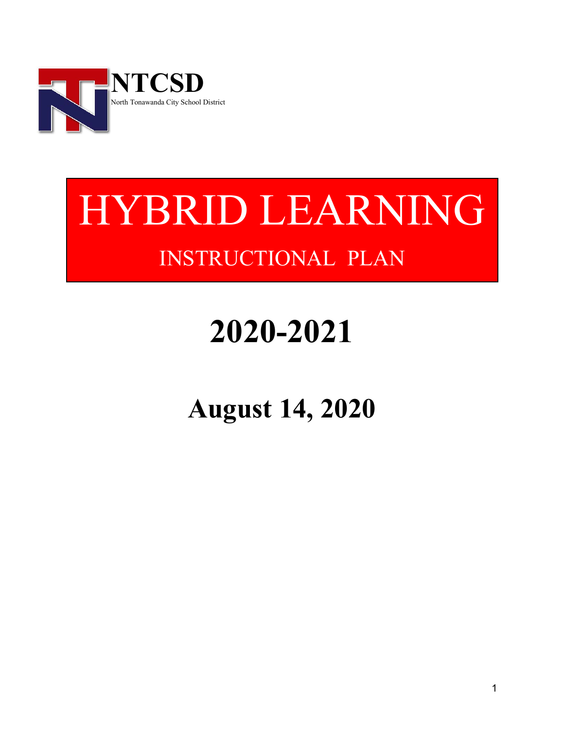**NTCSD**

North Tonawanda City School District

# HYBRID LEARNING

## INSTRUCTIONAL PLAN

# 2020-2021

# August 14, 2020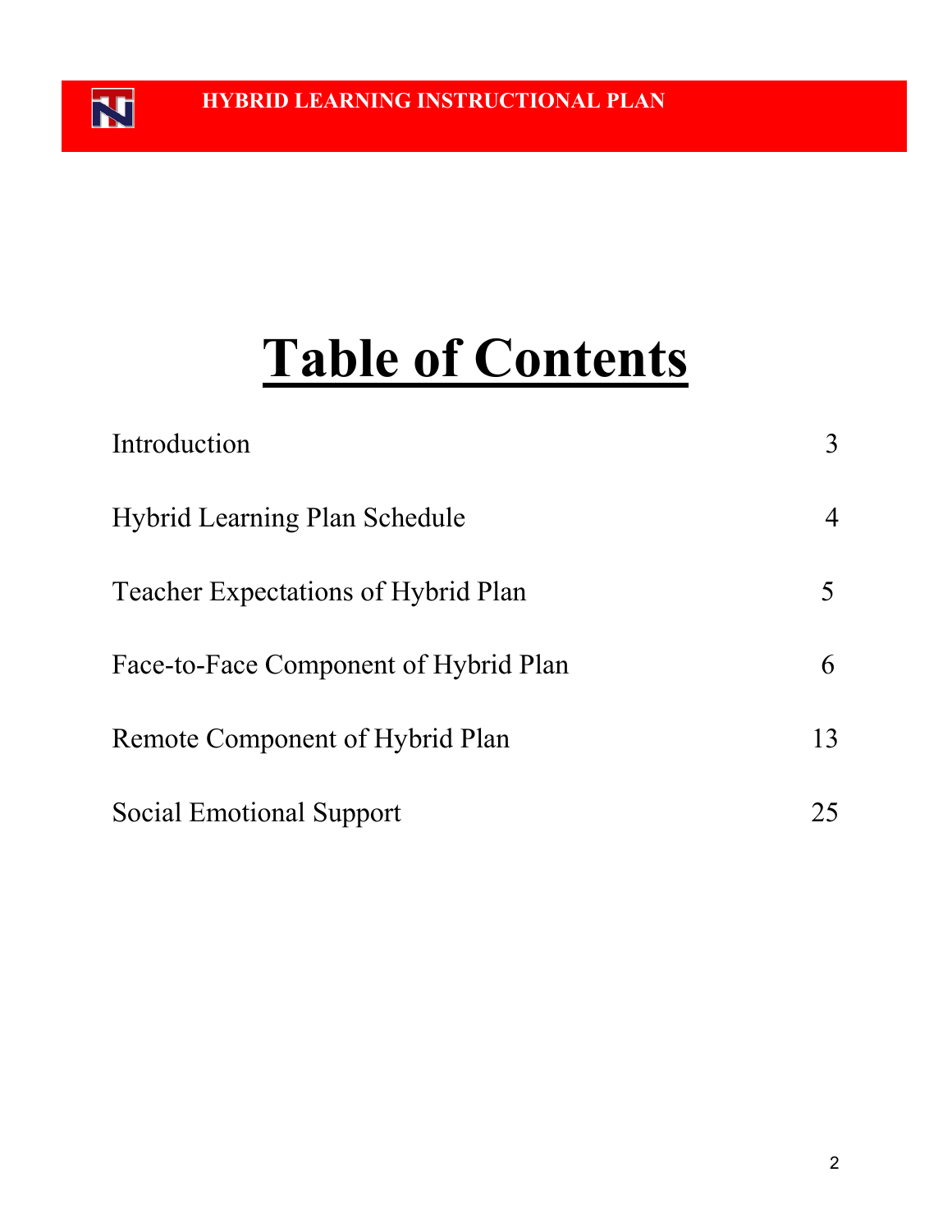# Table of Contents

| | |
|---|---|
| Introduction | 3 |
| Hybrid Learning Plan Schedule | 4 |
| Teacher Expectations of Hybrid Plan | 5 |
| Face-to-Face Component of Hybrid Plan | 6 |
| Remote Component of Hybrid Plan | 13 |
| Social Emotional Support | 25 |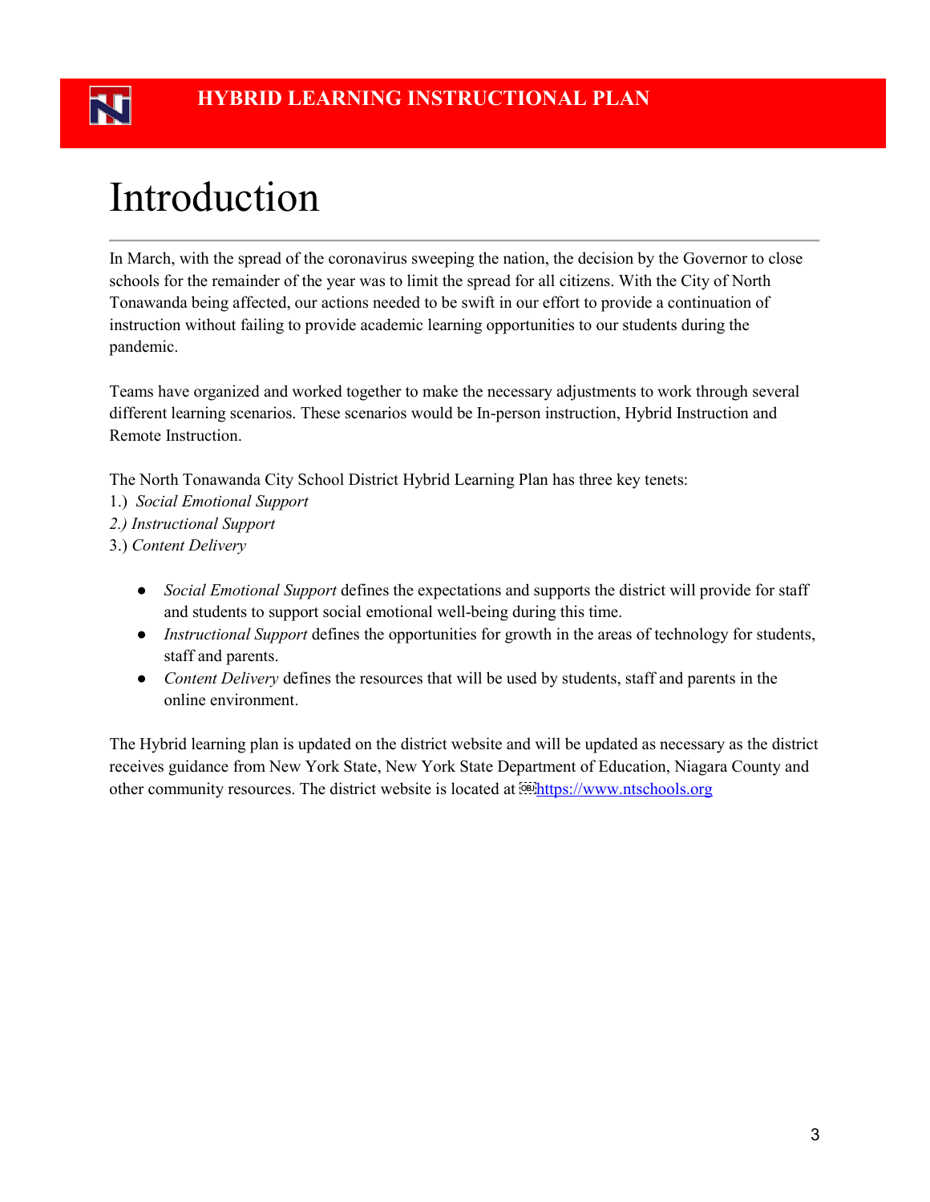# Introduction

In March, with the spread of the coronavirus sweeping the nation, the decision by the Governor to close schools for the remainder of the year was to limit the spread for all citizens. With the City of North Tonawanda being affected, our actions needed to be swift in our effort to provide a continuation of instruction without failing to provide academic learning opportunities to our students during the pandemic.

Teams have organized and worked together to make the necessary adjustments to work through several different learning scenarios. These scenarios would be In-person instruction, Hybrid Instruction and Remote Instruction.

The North Tonawanda City School District Hybrid Learning Plan has three key tenets:

1.) *Social Emotional Support*
*2.) Instructional Support*
3.) *Content Delivery*

- *Social Emotional Support* defines the expectations and supports the district will provide for staff and students to support social emotional well-being during this time.
- *Instructional Support* defines the opportunities for growth in the areas of technology for students, staff and parents.
- *Content Delivery* defines the resources that will be used by students, staff and parents in the online environment.

The Hybrid learning plan is updated on the district website and will be updated as necessary as the district receives guidance from New York State, New York State Department of Education, Niagara County and other community resources. The district website is located at [https://www.ntschools.org](https://www.ntschools.org)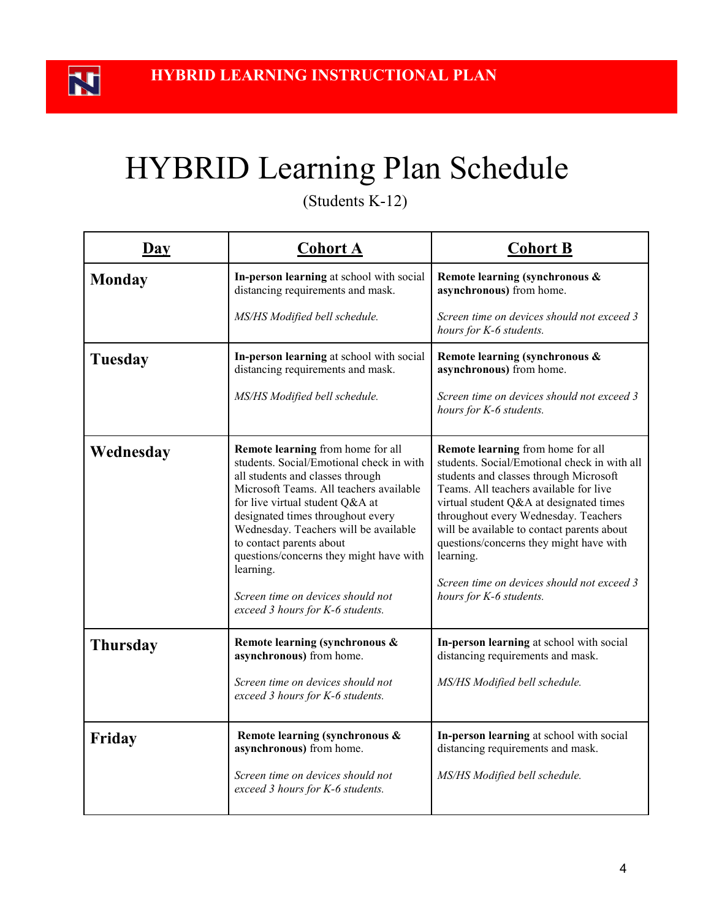# HYBRID Learning Plan Schedule

(Students K-12)

| Day | Cohort A | Cohort B |
|---|---|---|
| **Monday** | **In-person learning** at school with social distancing requirements and mask. *MS/HS Modified bell schedule.* | **Remote learning (synchronous & asynchronous)** from home. *Screen time on devices should not exceed 3 hours for K-6 students.* |
| **Tuesday** | **In-person learning** at school with social distancing requirements and mask. *MS/HS Modified bell schedule.* | **Remote learning (synchronous & asynchronous)** from home. *Screen time on devices should not exceed 3 hours for K-6 students.* |
| **Wednesday** | **Remote learning** from home for all students. Social/Emotional check in with all students and classes through Microsoft Teams. All teachers available for live virtual student Q&A at designated times throughout every Wednesday. Teachers will be available to contact parents about questions/concerns they might have with learning. *Screen time on devices should not exceed 3 hours for K-6 students.* | **Remote learning** from home for all students. Social/Emotional check in with all students and classes through Microsoft Teams. All teachers available for live virtual student Q&A at designated times throughout every Wednesday. Teachers will be available to contact parents about questions/concerns they might have with learning. *Screen time on devices should not exceed 3 hours for K-6 students.* |
| **Thursday** | **Remote learning (synchronous & asynchronous)** from home. *Screen time on devices should not exceed 3 hours for K-6 students.* | **In-person learning** at school with social distancing requirements and mask. *MS/HS Modified bell schedule.* |
| **Friday** | **Remote learning (synchronous & asynchronous)** from home. *Screen time on devices should not exceed 3 hours for K-6 students.* | **In-person learning** at school with social distancing requirements and mask. *MS/HS Modified bell schedule.* |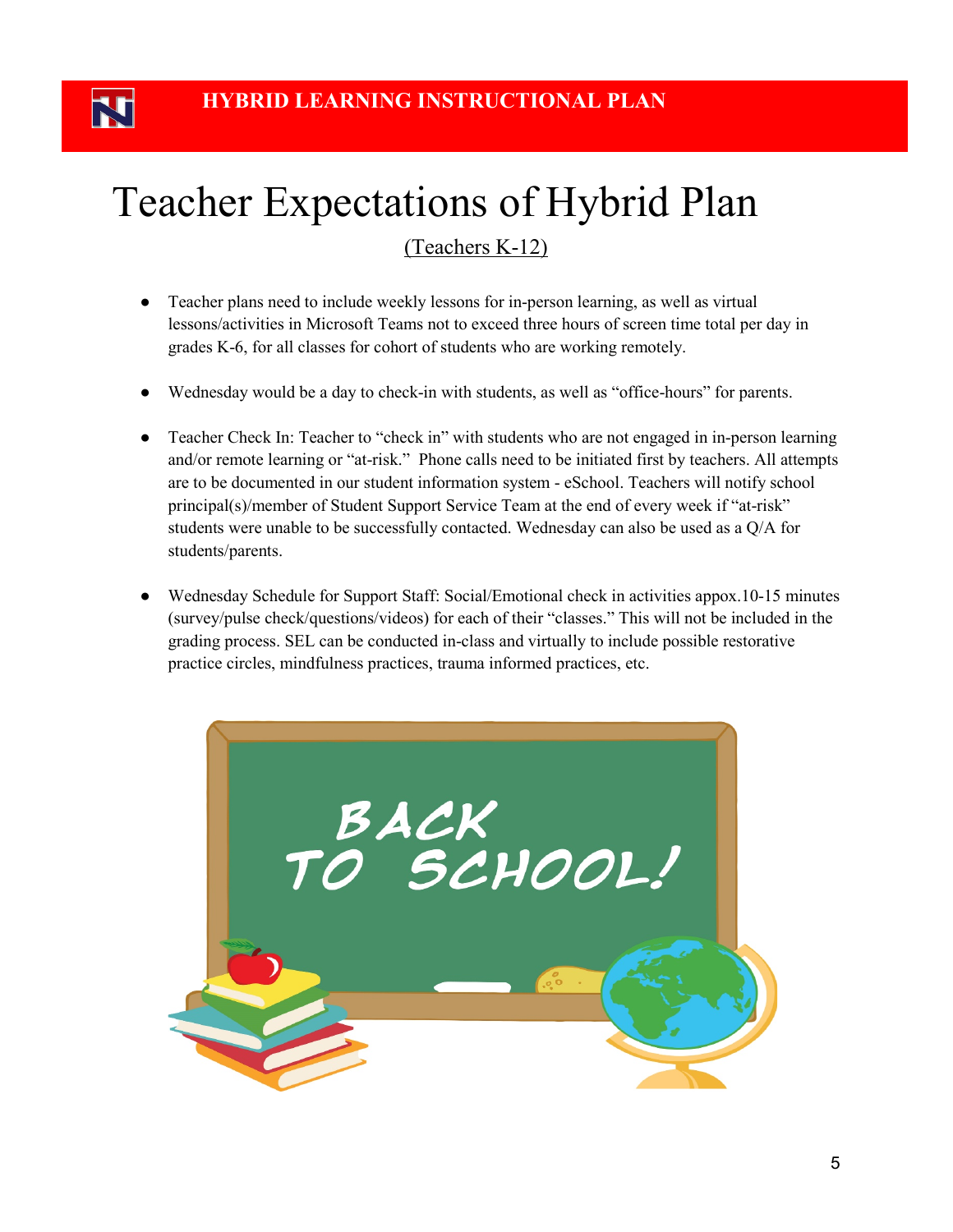# Teacher Expectations of Hybrid Plan

(Teachers K-12)

- Teacher plans need to include weekly lessons for in-person learning, as well as virtual lessons/activities in Microsoft Teams not to exceed three hours of screen time total per day in grades K-6, for all classes for cohort of students who are working remotely.

- Wednesday would be a day to check-in with students, as well as "office-hours" for parents.

- Teacher Check In: Teacher to "check in" with students who are not engaged in in-person learning and/or remote learning or "at-risk." Phone calls need to be initiated first by teachers. All attempts are to be documented in our student information system - eSchool. Teachers will notify school principal(s)/member of Student Support Service Team at the end of every week if "at-risk" students were unable to be successfully contacted. Wednesday can also be used as a Q/A for students/parents.

- Wednesday Schedule for Support Staff: Social/Emotional check in activities appox.10-15 minutes (survey/pulse check/questions/videos) for each of their "classes." This will not be included in the grading process. SEL can be conducted in-class and virtually to include possible restorative practice circles, mindfulness practices, trauma informed practices, etc.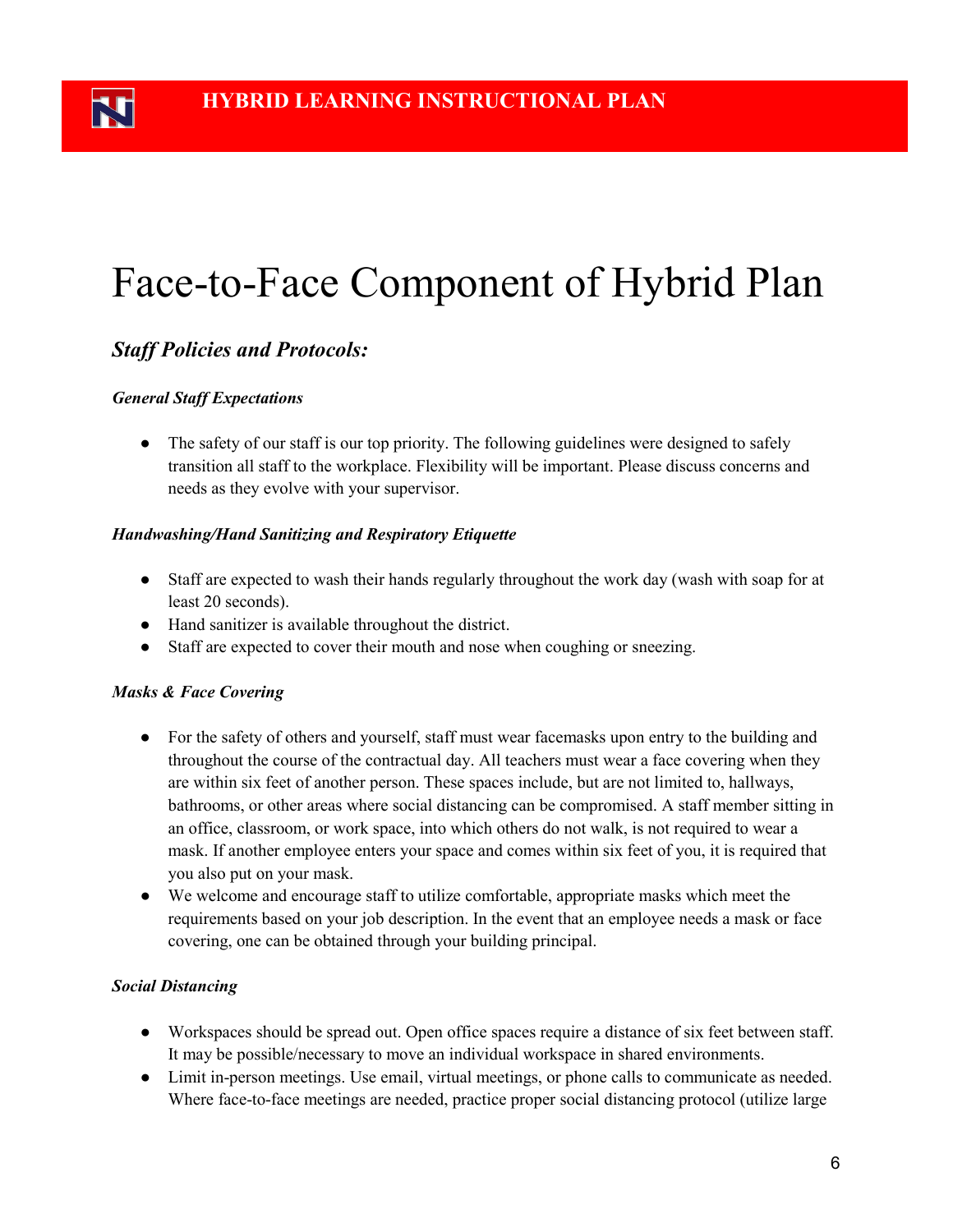# Face-to-Face Component of Hybrid Plan

## *Staff Policies and Protocols:*

### *General Staff Expectations*

- The safety of our staff is our top priority. The following guidelines were designed to safely transition all staff to the workplace. Flexibility will be important. Please discuss concerns and needs as they evolve with your supervisor.

### *Handwashing/Hand Sanitizing and Respiratory Etiquette*

- Staff are expected to wash their hands regularly throughout the work day (wash with soap for at least 20 seconds).
- Hand sanitizer is available throughout the district.
- Staff are expected to cover their mouth and nose when coughing or sneezing.

### *Masks & Face Covering*

- For the safety of others and yourself, staff must wear facemasks upon entry to the building and throughout the course of the contractual day. All teachers must wear a face covering when they are within six feet of another person. These spaces include, but are not limited to, hallways, bathrooms, or other areas where social distancing can be compromised. A staff member sitting in an office, classroom, or work space, into which others do not walk, is not required to wear a mask. If another employee enters your space and comes within six feet of you, it is required that you also put on your mask.
- We welcome and encourage staff to utilize comfortable, appropriate masks which meet the requirements based on your job description. In the event that an employee needs a mask or face covering, one can be obtained through your building principal.

### *Social Distancing*

- Workspaces should be spread out. Open office spaces require a distance of six feet between staff. It may be possible/necessary to move an individual workspace in shared environments.
- Limit in-person meetings. Use email, virtual meetings, or phone calls to communicate as needed. Where face-to-face meetings are needed, practice proper social distancing protocol (utilize large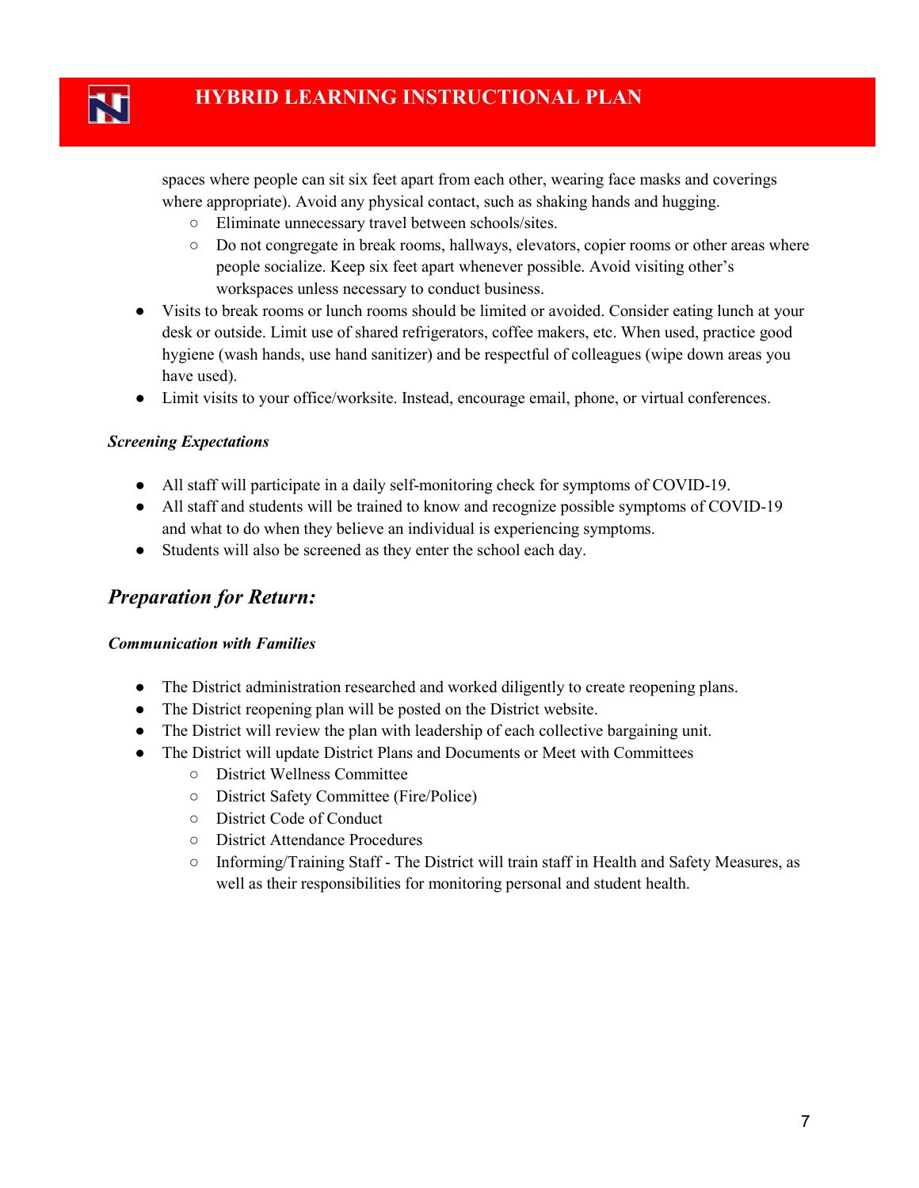spaces where people can sit six feet apart from each other, wearing face masks and coverings where appropriate). Avoid any physical contact, such as shaking hands and hugging.

  - Eliminate unnecessary travel between schools/sites.
  - Do not congregate in break rooms, hallways, elevators, copier rooms or other areas where people socialize. Keep six feet apart whenever possible. Avoid visiting other's workspaces unless necessary to conduct business.

- Visits to break rooms or lunch rooms should be limited or avoided. Consider eating lunch at your desk or outside. Limit use of shared refrigerators, coffee makers, etc. When used, practice good hygiene (wash hands, use hand sanitizer) and be respectful of colleagues (wipe down areas you have used).
- Limit visits to your office/worksite. Instead, encourage email, phone, or virtual conferences.

***Screening Expectations***

- All staff will participate in a daily self-monitoring check for symptoms of COVID-19.
- All staff and students will be trained to know and recognize possible symptoms of COVID-19 and what to do when they believe an individual is experiencing symptoms.
- Students will also be screened as they enter the school each day.

## *Preparation for Return:*

***Communication with Families***

- The District administration researched and worked diligently to create reopening plans.
- The District reopening plan will be posted on the District website.
- The District will review the plan with leadership of each collective bargaining unit.
- The District will update District Plans and Documents or Meet with Committees
  - District Wellness Committee
  - District Safety Committee (Fire/Police)
  - District Code of Conduct
  - District Attendance Procedures
  - Informing/Training Staff - The District will train staff in Health and Safety Measures, as well as their responsibilities for monitoring personal and student health.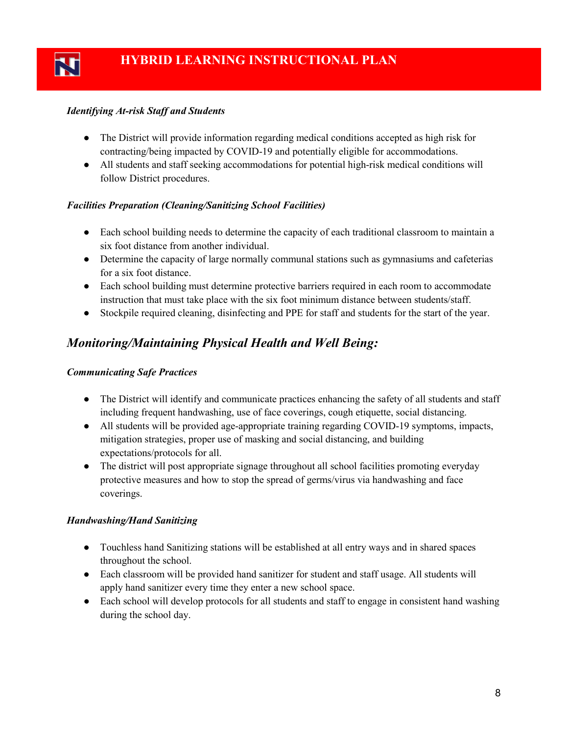***Identifying At-risk Staff and Students***

- The District will provide information regarding medical conditions accepted as high risk for contracting/being impacted by COVID-19 and potentially eligible for accommodations.
- All students and staff seeking accommodations for potential high-risk medical conditions will follow District procedures.

***Facilities Preparation (Cleaning/Sanitizing School Facilities)***

- Each school building needs to determine the capacity of each traditional classroom to maintain a six foot distance from another individual.
- Determine the capacity of large normally communal stations such as gymnasiums and cafeterias for a six foot distance.
- Each school building must determine protective barriers required in each room to accommodate instruction that must take place with the six foot minimum distance between students/staff.
- Stockpile required cleaning, disinfecting and PPE for staff and students for the start of the year.

## *Monitoring/Maintaining Physical Health and Well Being:*

***Communicating Safe Practices***

- The District will identify and communicate practices enhancing the safety of all students and staff including frequent handwashing, use of face coverings, cough etiquette, social distancing.
- All students will be provided age-appropriate training regarding COVID-19 symptoms, impacts, mitigation strategies, proper use of masking and social distancing, and building expectations/protocols for all.
- The district will post appropriate signage throughout all school facilities promoting everyday protective measures and how to stop the spread of germs/virus via handwashing and face coverings.

***Handwashing/Hand Sanitizing***

- Touchless hand Sanitizing stations will be established at all entry ways and in shared spaces throughout the school.
- Each classroom will be provided hand sanitizer for student and staff usage. All students will apply hand sanitizer every time they enter a new school space.
- Each school will develop protocols for all students and staff to engage in consistent hand washing during the school day.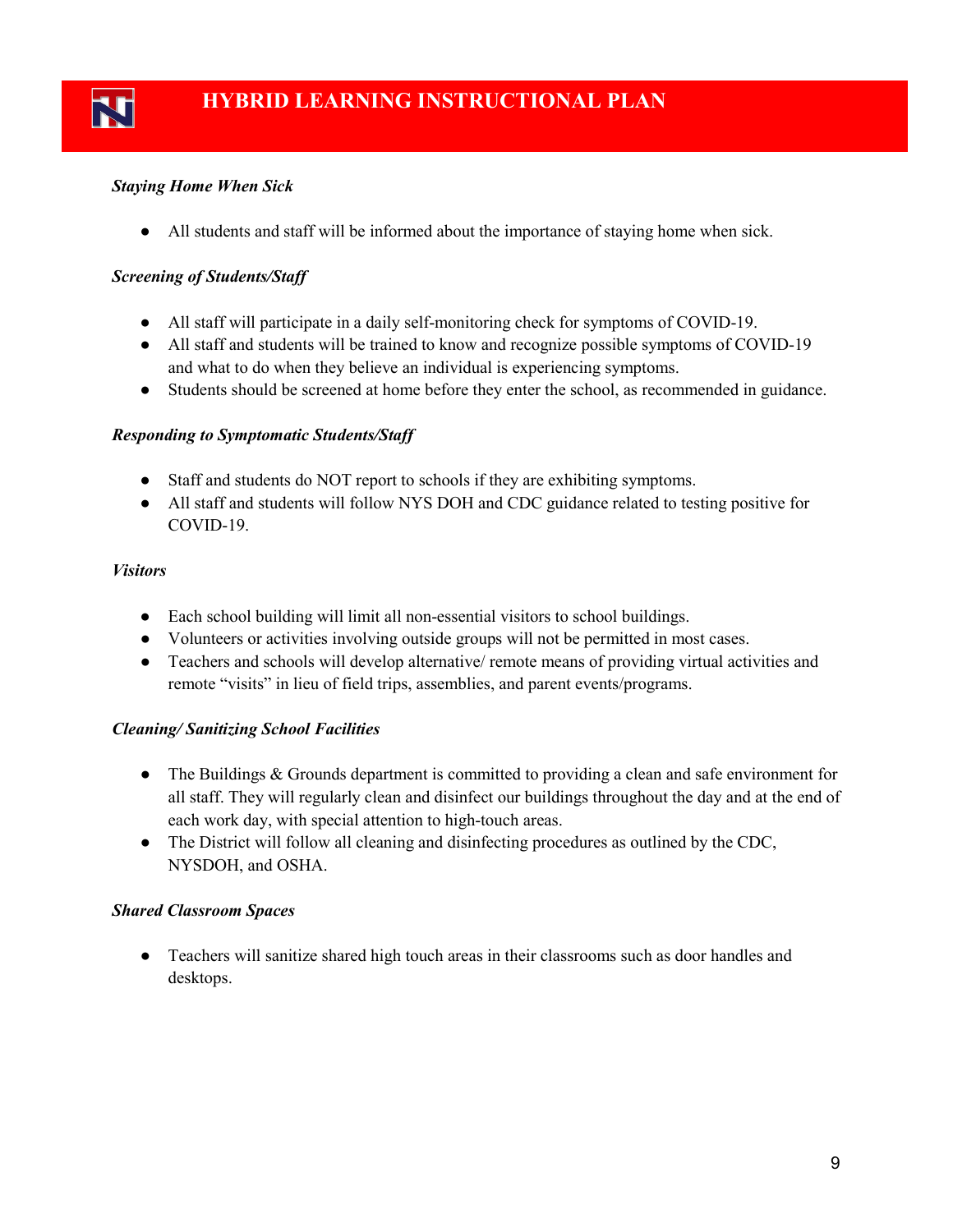***Staying Home When Sick***

- All students and staff will be informed about the importance of staying home when sick.

***Screening of Students/Staff***

- All staff will participate in a daily self-monitoring check for symptoms of COVID-19.
- All staff and students will be trained to know and recognize possible symptoms of COVID-19 and what to do when they believe an individual is experiencing symptoms.
- Students should be screened at home before they enter the school, as recommended in guidance.

***Responding to Symptomatic Students/Staff***

- Staff and students do NOT report to schools if they are exhibiting symptoms.
- All staff and students will follow NYS DOH and CDC guidance related to testing positive for COVID-19.

***Visitors***

- Each school building will limit all non-essential visitors to school buildings.
- Volunteers or activities involving outside groups will not be permitted in most cases.
- Teachers and schools will develop alternative/ remote means of providing virtual activities and remote "visits" in lieu of field trips, assemblies, and parent events/programs.

***Cleaning/ Sanitizing School Facilities***

- The Buildings & Grounds department is committed to providing a clean and safe environment for all staff. They will regularly clean and disinfect our buildings throughout the day and at the end of each work day, with special attention to high-touch areas.
- The District will follow all cleaning and disinfecting procedures as outlined by the CDC, NYSDOH, and OSHA.

***Shared Classroom Spaces***

- Teachers will sanitize shared high touch areas in their classrooms such as door handles and desktops.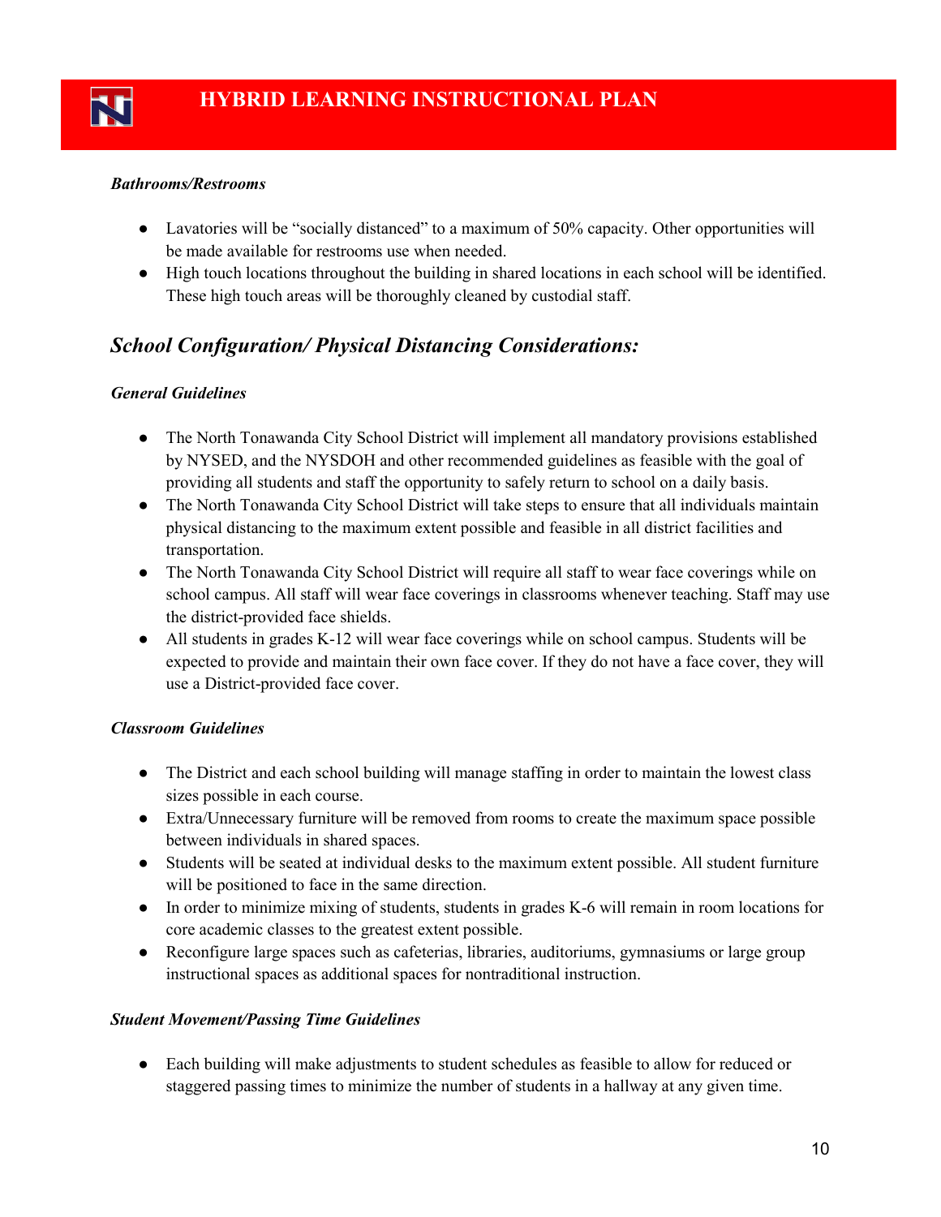***Bathrooms/Restrooms***

- Lavatories will be "socially distanced" to a maximum of 50% capacity. Other opportunities will be made available for restrooms use when needed.
- High touch locations throughout the building in shared locations in each school will be identified. These high touch areas will be thoroughly cleaned by custodial staff.

## *School Configuration/ Physical Distancing Considerations:*

***General Guidelines***

- The North Tonawanda City School District will implement all mandatory provisions established by NYSED, and the NYSDOH and other recommended guidelines as feasible with the goal of providing all students and staff the opportunity to safely return to school on a daily basis.
- The North Tonawanda City School District will take steps to ensure that all individuals maintain physical distancing to the maximum extent possible and feasible in all district facilities and transportation.
- The North Tonawanda City School District will require all staff to wear face coverings while on school campus. All staff will wear face coverings in classrooms whenever teaching. Staff may use the district-provided face shields.
- All students in grades K-12 will wear face coverings while on school campus. Students will be expected to provide and maintain their own face cover. If they do not have a face cover, they will use a District-provided face cover.

***Classroom Guidelines***

- The District and each school building will manage staffing in order to maintain the lowest class sizes possible in each course.
- Extra/Unnecessary furniture will be removed from rooms to create the maximum space possible between individuals in shared spaces.
- Students will be seated at individual desks to the maximum extent possible. All student furniture will be positioned to face in the same direction.
- In order to minimize mixing of students, students in grades K-6 will remain in room locations for core academic classes to the greatest extent possible.
- Reconfigure large spaces such as cafeterias, libraries, auditoriums, gymnasiums or large group instructional spaces as additional spaces for nontraditional instruction.

***Student Movement/Passing Time Guidelines***

- Each building will make adjustments to student schedules as feasible to allow for reduced or staggered passing times to minimize the number of students in a hallway at any given time.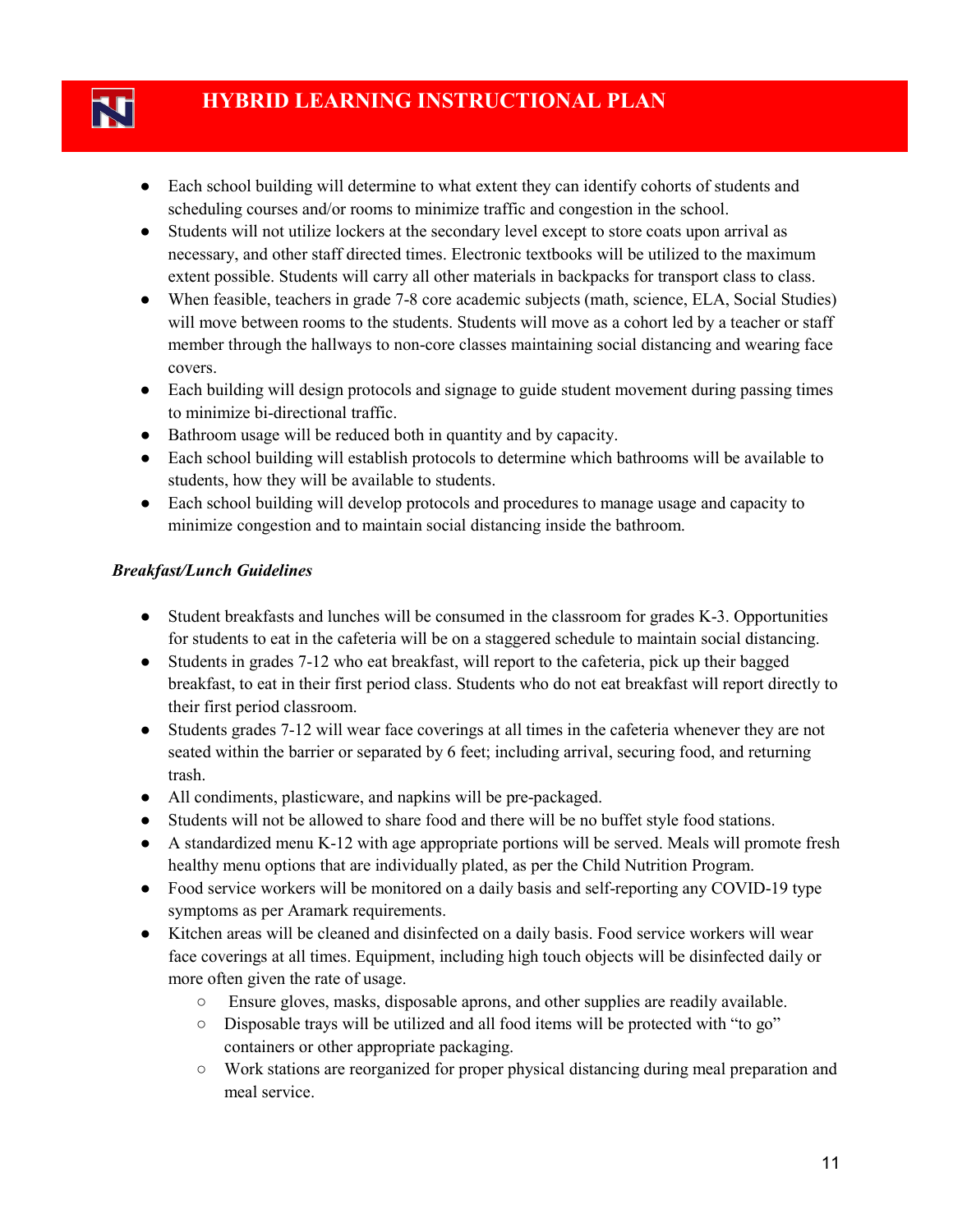- Each school building will determine to what extent they can identify cohorts of students and scheduling courses and/or rooms to minimize traffic and congestion in the school.
- Students will not utilize lockers at the secondary level except to store coats upon arrival as necessary, and other staff directed times. Electronic textbooks will be utilized to the maximum extent possible. Students will carry all other materials in backpacks for transport class to class.
- When feasible, teachers in grade 7-8 core academic subjects (math, science, ELA, Social Studies) will move between rooms to the students. Students will move as a cohort led by a teacher or staff member through the hallways to non-core classes maintaining social distancing and wearing face covers.
- Each building will design protocols and signage to guide student movement during passing times to minimize bi-directional traffic.
- Bathroom usage will be reduced both in quantity and by capacity.
- Each school building will establish protocols to determine which bathrooms will be available to students, how they will be available to students.
- Each school building will develop protocols and procedures to manage usage and capacity to minimize congestion and to maintain social distancing inside the bathroom.

***Breakfast/Lunch Guidelines***

- Student breakfasts and lunches will be consumed in the classroom for grades K-3. Opportunities for students to eat in the cafeteria will be on a staggered schedule to maintain social distancing.
- Students in grades 7-12 who eat breakfast, will report to the cafeteria, pick up their bagged breakfast, to eat in their first period class. Students who do not eat breakfast will report directly to their first period classroom.
- Students grades 7-12 will wear face coverings at all times in the cafeteria whenever they are not seated within the barrier or separated by 6 feet; including arrival, securing food, and returning trash.
- All condiments, plasticware, and napkins will be pre-packaged.
- Students will not be allowed to share food and there will be no buffet style food stations.
- A standardized menu K-12 with age appropriate portions will be served. Meals will promote fresh healthy menu options that are individually plated, as per the Child Nutrition Program.
- Food service workers will be monitored on a daily basis and self-reporting any COVID-19 type symptoms as per Aramark requirements.
- Kitchen areas will be cleaned and disinfected on a daily basis. Food service workers will wear face coverings at all times. Equipment, including high touch objects will be disinfected daily or more often given the rate of usage.
  - Ensure gloves, masks, disposable aprons, and other supplies are readily available.
  - Disposable trays will be utilized and all food items will be protected with "to go" containers or other appropriate packaging.
  - Work stations are reorganized for proper physical distancing during meal preparation and meal service.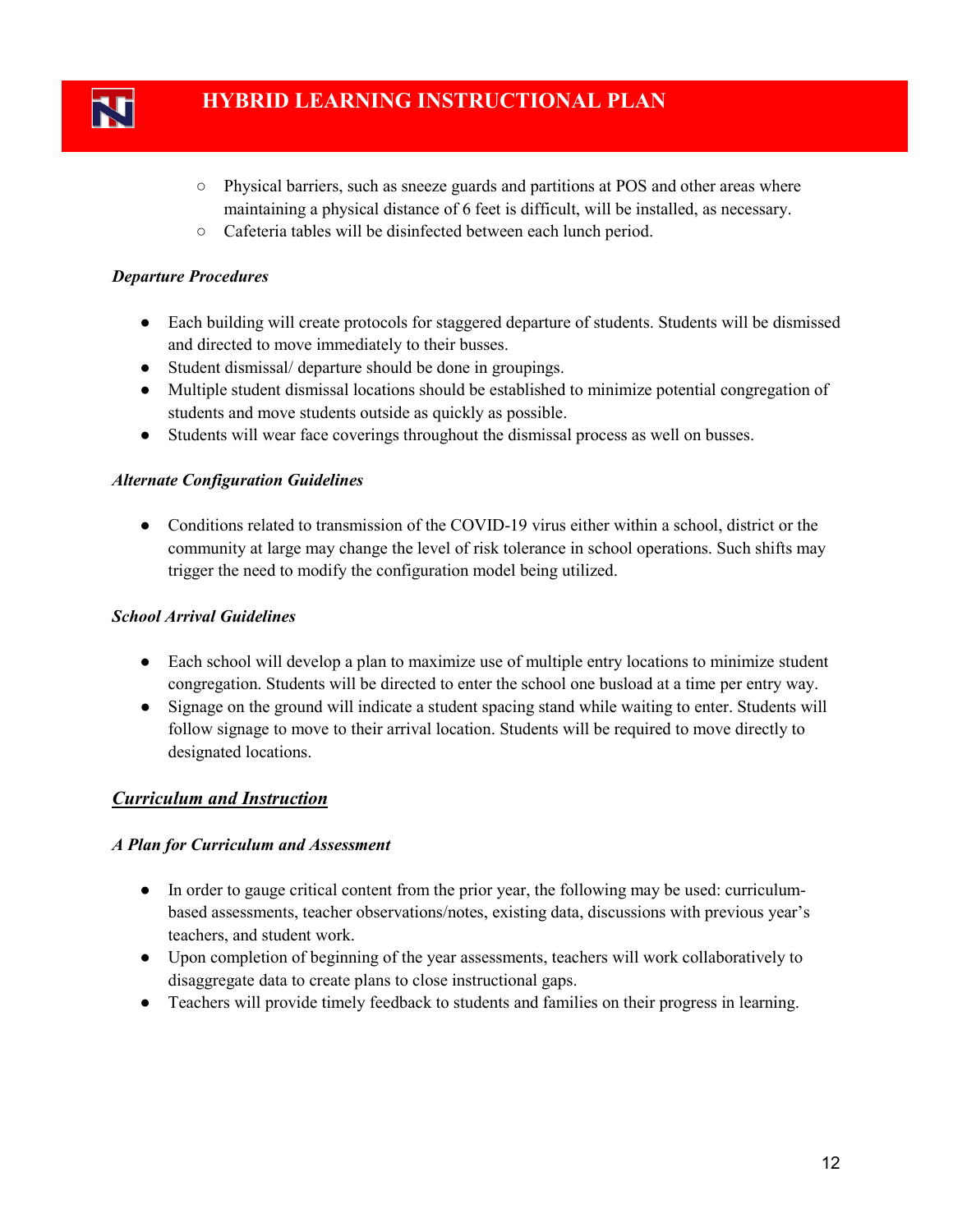- Physical barriers, such as sneeze guards and partitions at POS and other areas where maintaining a physical distance of 6 feet is difficult, will be installed, as necessary.
- Cafeteria tables will be disinfected between each lunch period.

***Departure Procedures***

- Each building will create protocols for staggered departure of students. Students will be dismissed and directed to move immediately to their busses.
- Student dismissal/ departure should be done in groupings.
- Multiple student dismissal locations should be established to minimize potential congregation of students and move students outside as quickly as possible.
- Students will wear face coverings throughout the dismissal process as well on busses.

***Alternate Configuration Guidelines***

- Conditions related to transmission of the COVID-19 virus either within a school, district or the community at large may change the level of risk tolerance in school operations. Such shifts may trigger the need to modify the configuration model being utilized.

***School Arrival Guidelines***

- Each school will develop a plan to maximize use of multiple entry locations to minimize student congregation. Students will be directed to enter the school one busload at a time per entry way.
- Signage on the ground will indicate a student spacing stand while waiting to enter. Students will follow signage to move to their arrival location. Students will be required to move directly to designated locations.

## ***Curriculum and Instruction***

***A Plan for Curriculum and Assessment***

- In order to gauge critical content from the prior year, the following may be used: curriculum-based assessments, teacher observations/notes, existing data, discussions with previous year's teachers, and student work.
- Upon completion of beginning of the year assessments, teachers will work collaboratively to disaggregate data to create plans to close instructional gaps.
- Teachers will provide timely feedback to students and families on their progress in learning.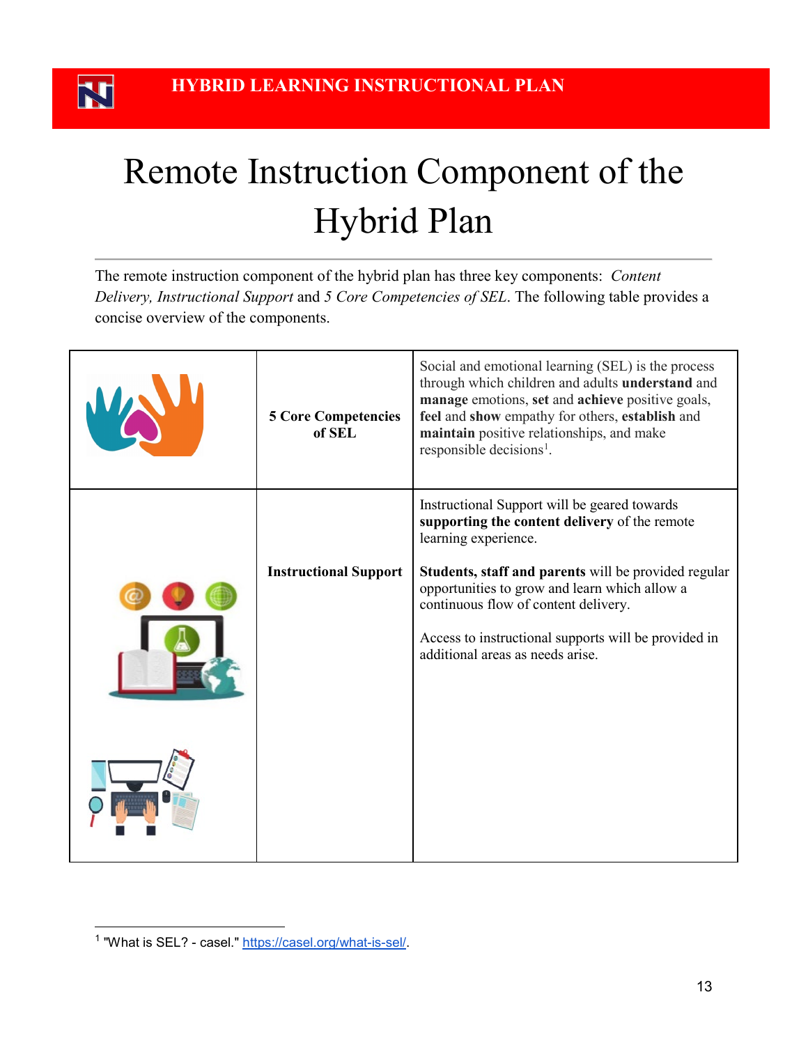# Remote Instruction Component of the Hybrid Plan

The remote instruction component of the hybrid plan has three key components: *Content Delivery, Instructional Support* and *5 Core Competencies of SEL*. The following table provides a concise overview of the components.

| | | |
|---|---|---|
| | **5 Core Competencies of SEL** | Social and emotional learning (SEL) is the process through which children and adults **understand** and **manage** emotions, **set** and **achieve** positive goals, **feel** and **show** empathy for others, **establish** and **maintain** positive relationships, and make responsible decisions[1]. |
| | **Instructional Support** | Instructional Support will be geared towards **supporting the content delivery** of the remote learning experience.<br><br>**Students, staff and parents** will be provided regular opportunities to grow and learn which allow a continuous flow of content delivery.<br><br>Access to instructional supports will be provided in additional areas as needs arise. |

[1] "What is SEL? - casel." https://casel.org/what-is-sel/.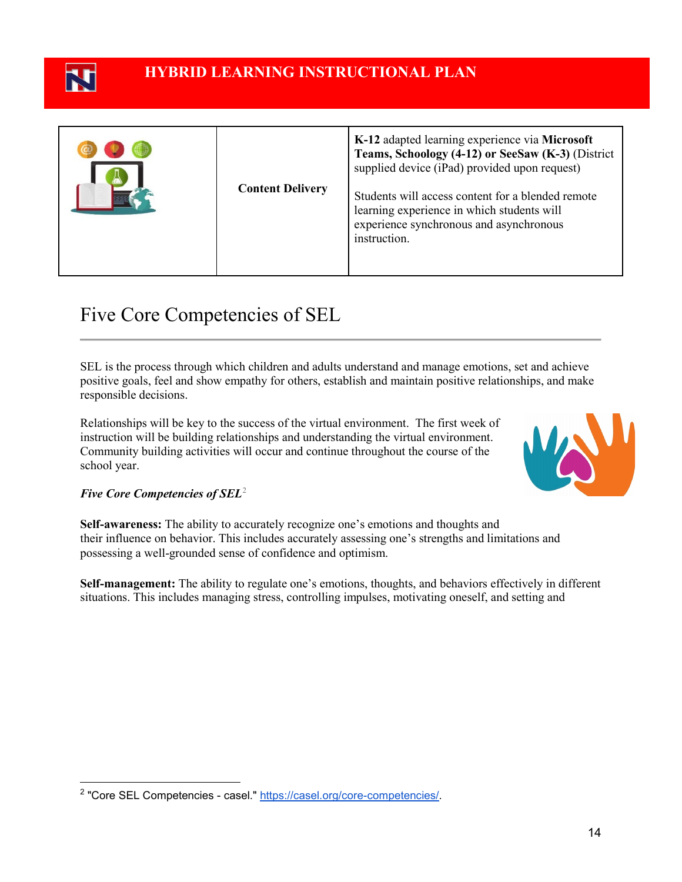| | Content Delivery | **K-12** adapted learning experience via **Microsoft Teams, Schoology (4-12) or SeeSaw (K-3)** (District supplied device (iPad) provided upon request)<br><br>Students will access content for a blended remote learning experience in which students will experience synchronous and asynchronous instruction. |
|---|---|---|

## Five Core Competencies of SEL

SEL is the process through which children and adults understand and manage emotions, set and achieve positive goals, feel and show empathy for others, establish and maintain positive relationships, and make responsible decisions.

Relationships will be key to the success of the virtual environment. The first week of instruction will be building relationships and understanding the virtual environment. Community building activities will occur and continue throughout the course of the school year.

***Five Core Competencies of SEL***[2]

**Self-awareness:** The ability to accurately recognize one's emotions and thoughts and their influence on behavior. This includes accurately assessing one's strengths and limitations and possessing a well-grounded sense of confidence and optimism.

**Self-management:** The ability to regulate one's emotions, thoughts, and behaviors effectively in different situations. This includes managing stress, controlling impulses, motivating oneself, and setting and

---

[2] "Core SEL Competencies - casel." https://casel.org/core-competencies/.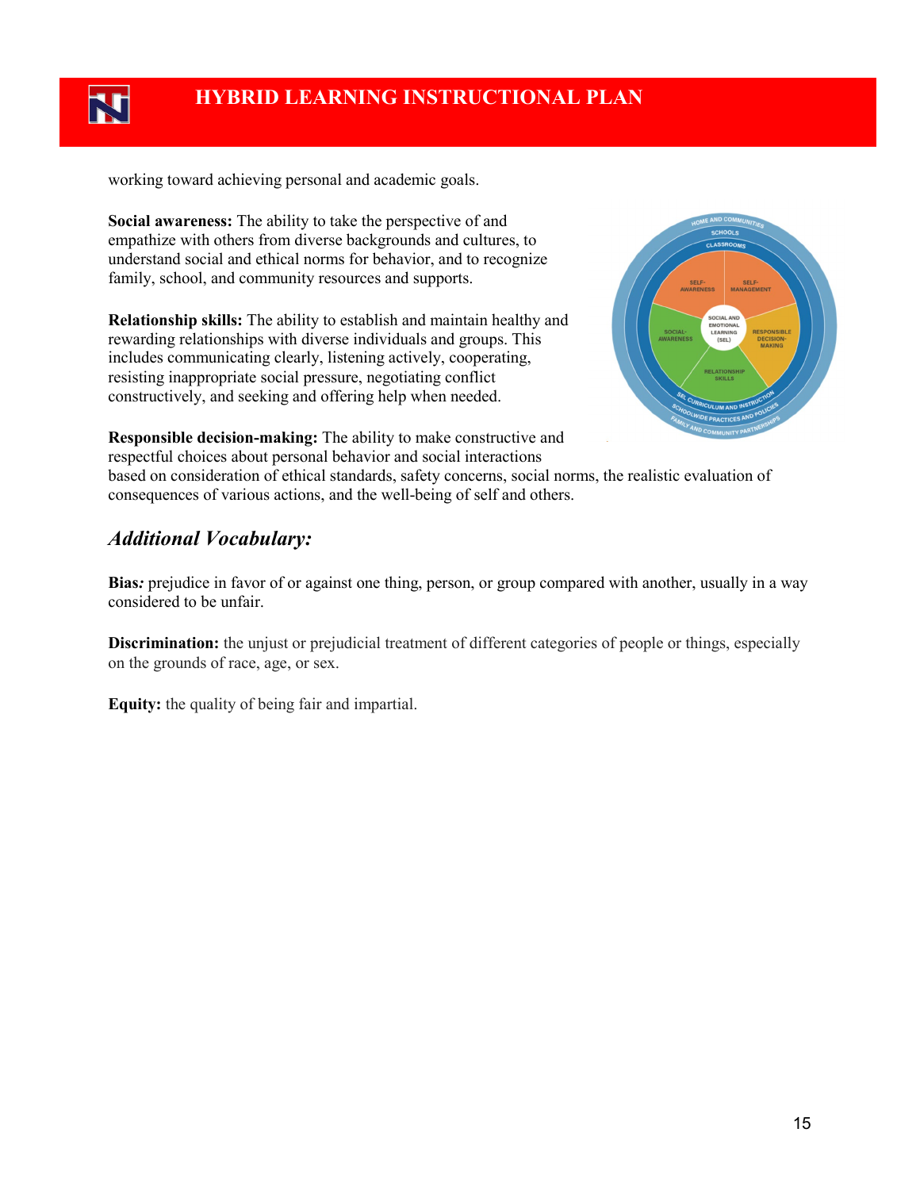working toward achieving personal and academic goals.

**Social awareness:** The ability to take the perspective of and empathize with others from diverse backgrounds and cultures, to understand social and ethical norms for behavior, and to recognize family, school, and community resources and supports.

**Relationship skills:** The ability to establish and maintain healthy and rewarding relationships with diverse individuals and groups. This includes communicating clearly, listening actively, cooperating, resisting inappropriate social pressure, negotiating conflict constructively, and seeking and offering help when needed.

**Responsible decision-making:** The ability to make constructive and respectful choices about personal behavior and social interactions based on consideration of ethical standards, safety concerns, social norms, the realistic evaluation of consequences of various actions, and the well-being of self and others.

## *Additional Vocabulary:*

**Bias*:*** prejudice in favor of or against one thing, person, or group compared with another, usually in a way considered to be unfair.

**Discrimination:** the unjust or prejudicial treatment of different categories of people or things, especially on the grounds of race, age, or sex.

**Equity:** the quality of being fair and impartial.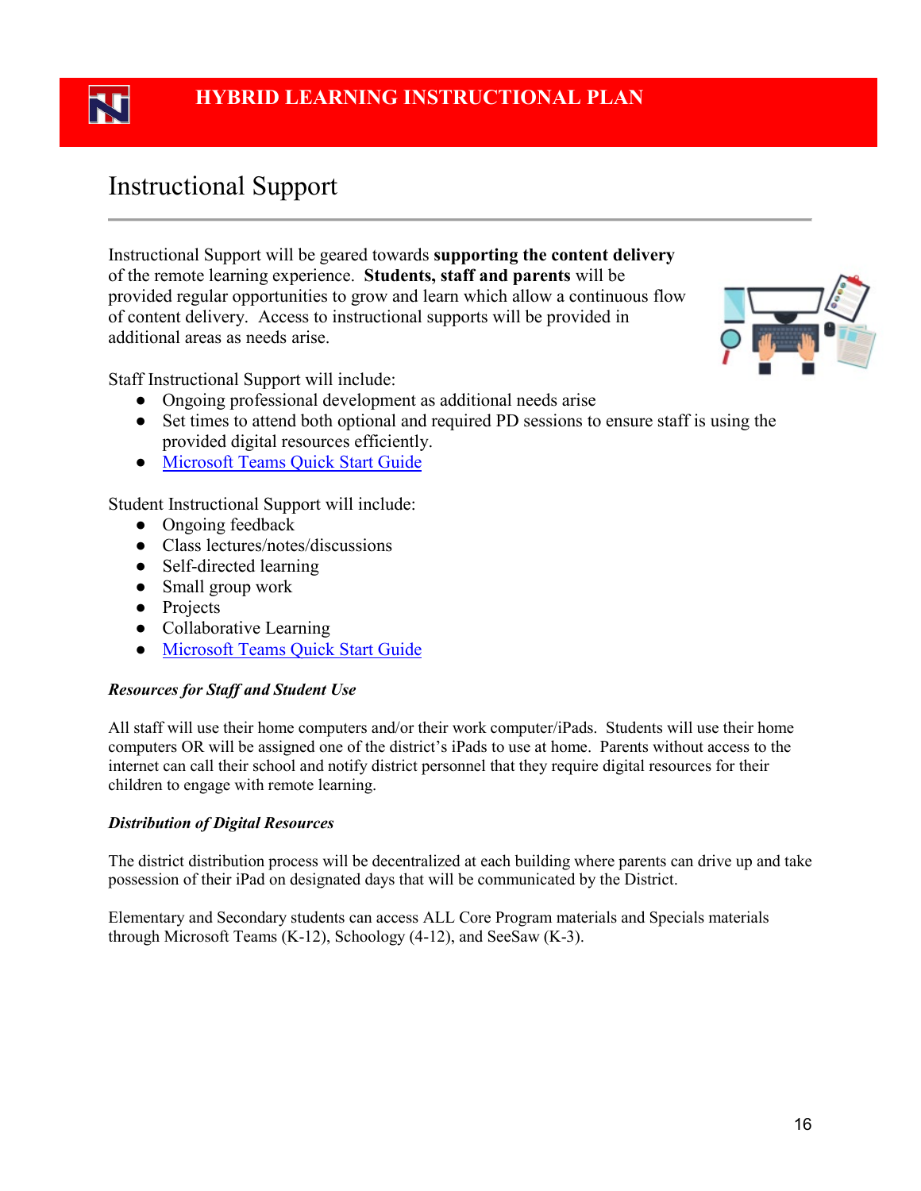# HYBRID LEARNING INSTRUCTIONAL PLAN

## Instructional Support

Instructional Support will be geared towards **supporting the content delivery** of the remote learning experience. **Students, staff and parents** will be provided regular opportunities to grow and learn which allow a continuous flow of content delivery. Access to instructional supports will be provided in additional areas as needs arise.

Staff Instructional Support will include:

- Ongoing professional development as additional needs arise
- Set times to attend both optional and required PD sessions to ensure staff is using the provided digital resources efficiently.
- Microsoft Teams Quick Start Guide

Student Instructional Support will include:

- Ongoing feedback
- Class lectures/notes/discussions
- Self-directed learning
- Small group work
- Projects
- Collaborative Learning
- Microsoft Teams Quick Start Guide

***Resources for Staff and Student Use***

All staff will use their home computers and/or their work computer/iPads. Students will use their home computers OR will be assigned one of the district's iPads to use at home. Parents without access to the internet can call their school and notify district personnel that they require digital resources for their children to engage with remote learning.

***Distribution of Digital Resources***

The district distribution process will be decentralized at each building where parents can drive up and take possession of their iPad on designated days that will be communicated by the District.

Elementary and Secondary students can access ALL Core Program materials and Specials materials through Microsoft Teams (K-12), Schoology (4-12), and SeeSaw (K-3).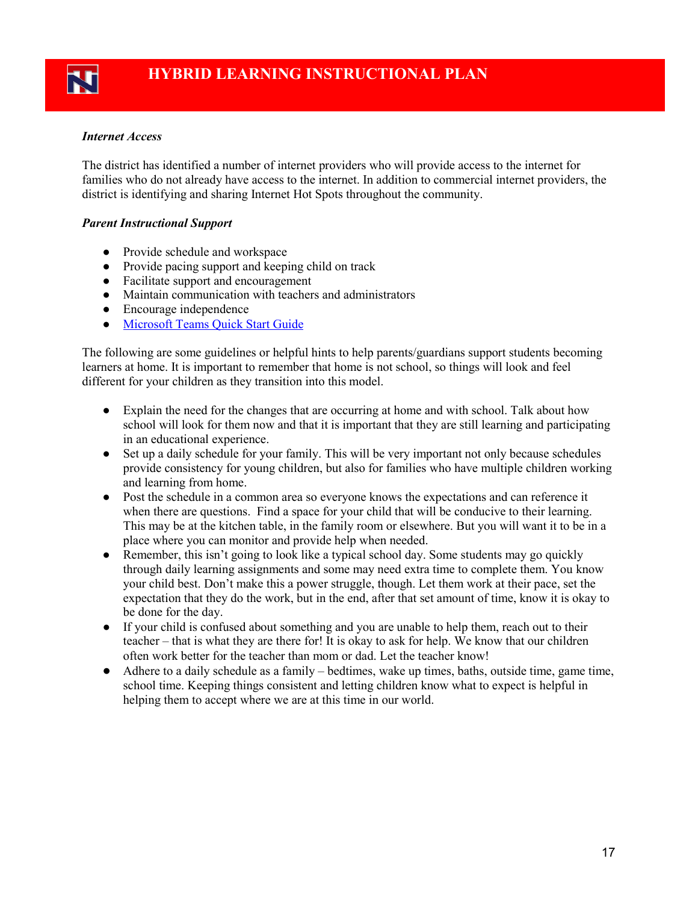***Internet Access***

The district has identified a number of internet providers who will provide access to the internet for families who do not already have access to the internet. In addition to commercial internet providers, the district is identifying and sharing Internet Hot Spots throughout the community.

***Parent Instructional Support***

- Provide schedule and workspace
- Provide pacing support and keeping child on track
- Facilitate support and encouragement
- Maintain communication with teachers and administrators
- Encourage independence
- Microsoft Teams Quick Start Guide

The following are some guidelines or helpful hints to help parents/guardians support students becoming learners at home. It is important to remember that home is not school, so things will look and feel different for your children as they transition into this model.

- Explain the need for the changes that are occurring at home and with school. Talk about how school will look for them now and that it is important that they are still learning and participating in an educational experience.
- Set up a daily schedule for your family. This will be very important not only because schedules provide consistency for young children, but also for families who have multiple children working and learning from home.
- Post the schedule in a common area so everyone knows the expectations and can reference it when there are questions. Find a space for your child that will be conducive to their learning. This may be at the kitchen table, in the family room or elsewhere. But you will want it to be in a place where you can monitor and provide help when needed.
- Remember, this isn't going to look like a typical school day. Some students may go quickly through daily learning assignments and some may need extra time to complete them. You know your child best. Don't make this a power struggle, though. Let them work at their pace, set the expectation that they do the work, but in the end, after that set amount of time, know it is okay to be done for the day.
- If your child is confused about something and you are unable to help them, reach out to their teacher – that is what they are there for! It is okay to ask for help. We know that our children often work better for the teacher than mom or dad. Let the teacher know!
- Adhere to a daily schedule as a family – bedtimes, wake up times, baths, outside time, game time, school time. Keeping things consistent and letting children know what to expect is helpful in helping them to accept where we are at this time in our world.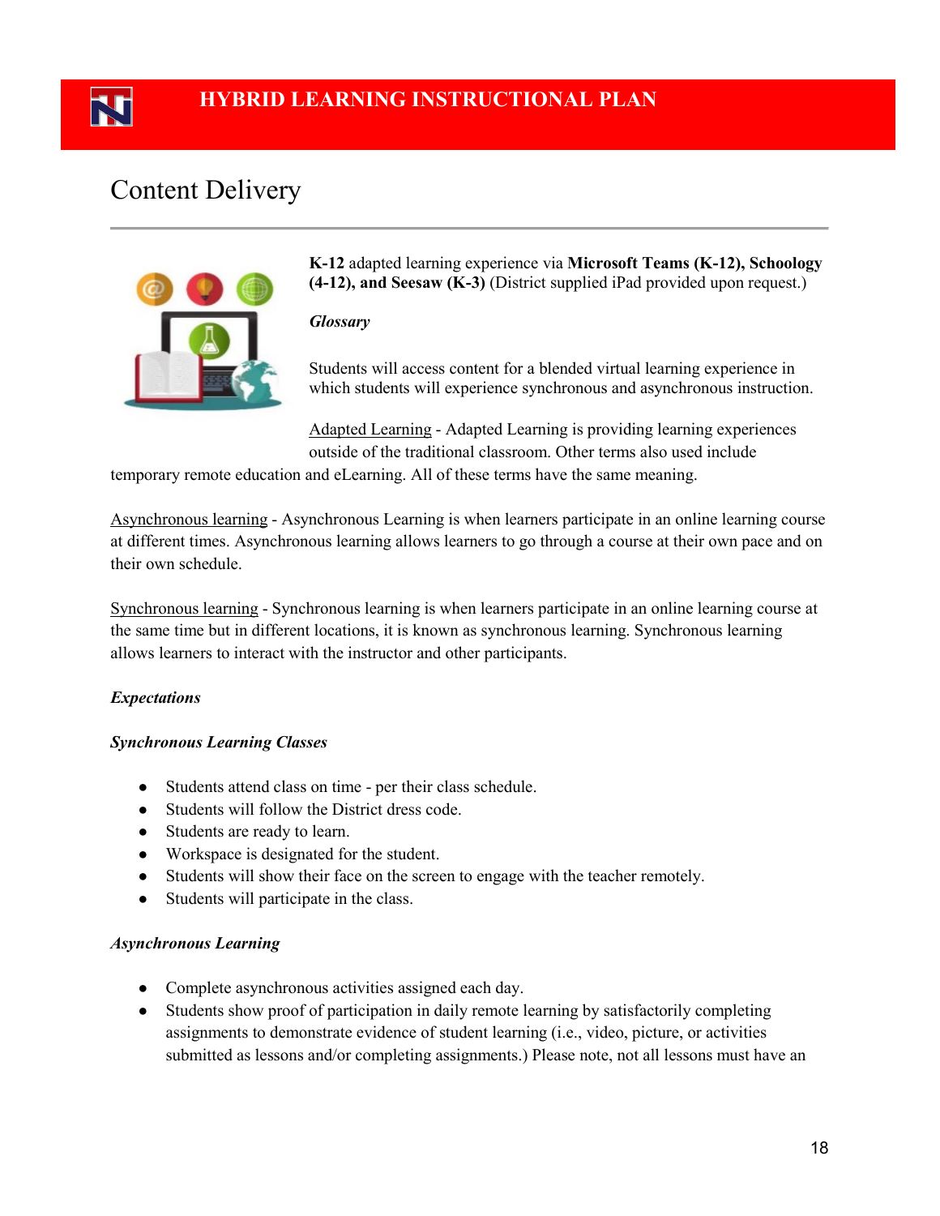# HYBRID LEARNING INSTRUCTIONAL PLAN

## Content Delivery

**K-12** adapted learning experience via **Microsoft Teams (K-12), Schoology (4-12), and Seesaw (K-3)** (District supplied iPad provided upon request.)

***Glossary***

Students will access content for a blended virtual learning experience in which students will experience synchronous and asynchronous instruction.

Adapted Learning - Adapted Learning is providing learning experiences outside of the traditional classroom. Other terms also used include temporary remote education and eLearning. All of these terms have the same meaning.

Asynchronous learning - Asynchronous Learning is when learners participate in an online learning course at different times. Asynchronous learning allows learners to go through a course at their own pace and on their own schedule.

Synchronous learning - Synchronous learning is when learners participate in an online learning course at the same time but in different locations, it is known as synchronous learning. Synchronous learning allows learners to interact with the instructor and other participants.

***Expectations***

***Synchronous Learning Classes***

- Students attend class on time - per their class schedule.
- Students will follow the District dress code.
- Students are ready to learn.
- Workspace is designated for the student.
- Students will show their face on the screen to engage with the teacher remotely.
- Students will participate in the class.

***Asynchronous Learning***

- Complete asynchronous activities assigned each day.
- Students show proof of participation in daily remote learning by satisfactorily completing assignments to demonstrate evidence of student learning (i.e., video, picture, or activities submitted as lessons and/or completing assignments.) Please note, not all lessons must have an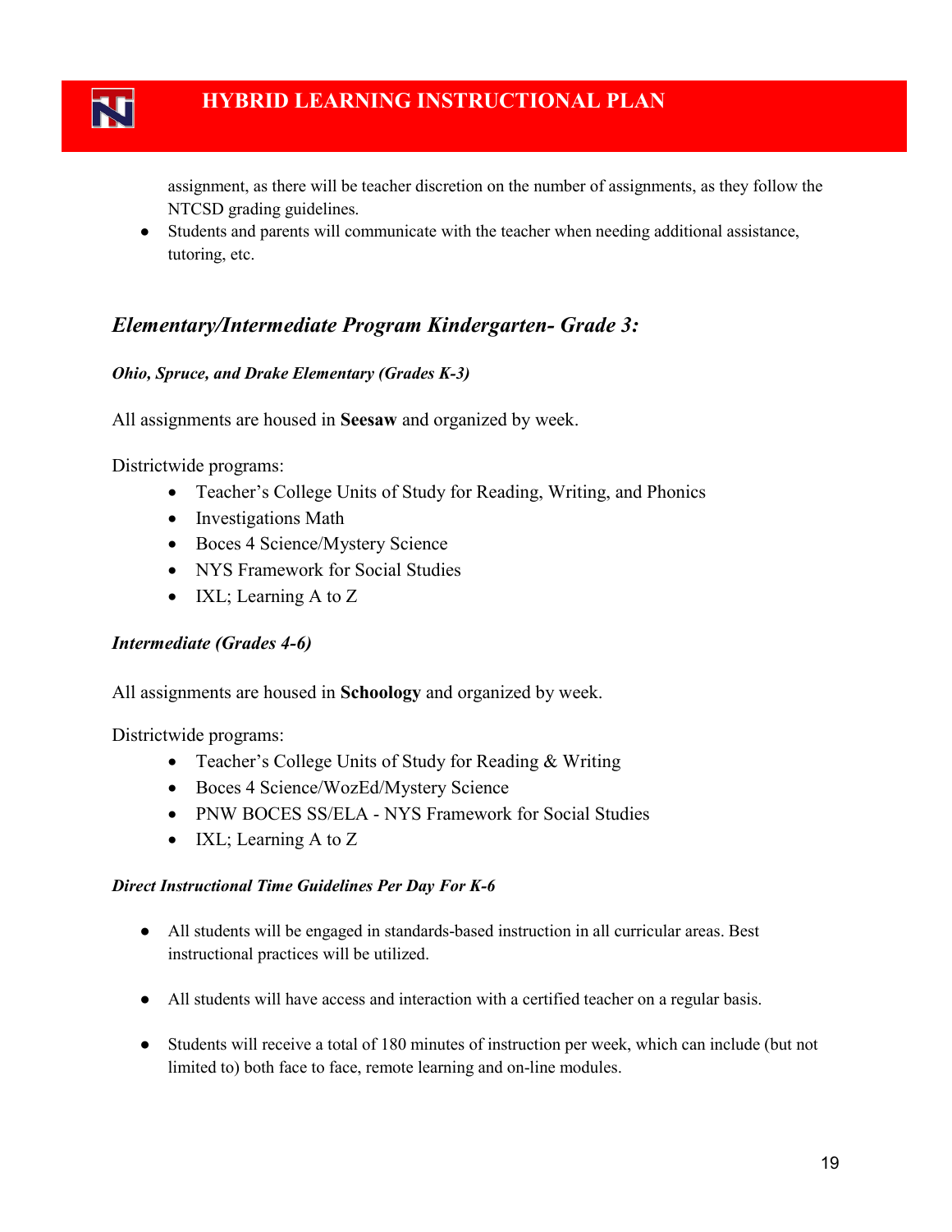assignment, as there will be teacher discretion on the number of assignments, as they follow the NTCSD grading guidelines.

- Students and parents will communicate with the teacher when needing additional assistance, tutoring, etc.

## *Elementary/Intermediate Program Kindergarten- Grade 3:*

***Ohio, Spruce, and Drake Elementary (Grades K-3)***

All assignments are housed in **Seesaw** and organized by week.

Districtwide programs:

- Teacher's College Units of Study for Reading, Writing, and Phonics
- Investigations Math
- Boces 4 Science/Mystery Science
- NYS Framework for Social Studies
- IXL; Learning A to Z

***Intermediate (Grades 4-6)***

All assignments are housed in **Schoology** and organized by week.

Districtwide programs:

- Teacher's College Units of Study for Reading & Writing
- Boces 4 Science/WozEd/Mystery Science
- PNW BOCES SS/ELA - NYS Framework for Social Studies
- IXL; Learning A to Z

***Direct Instructional Time Guidelines Per Day For K-6***

- All students will be engaged in standards-based instruction in all curricular areas. Best instructional practices will be utilized.

- All students will have access and interaction with a certified teacher on a regular basis.

- Students will receive a total of 180 minutes of instruction per week, which can include (but not limited to) both face to face, remote learning and on-line modules.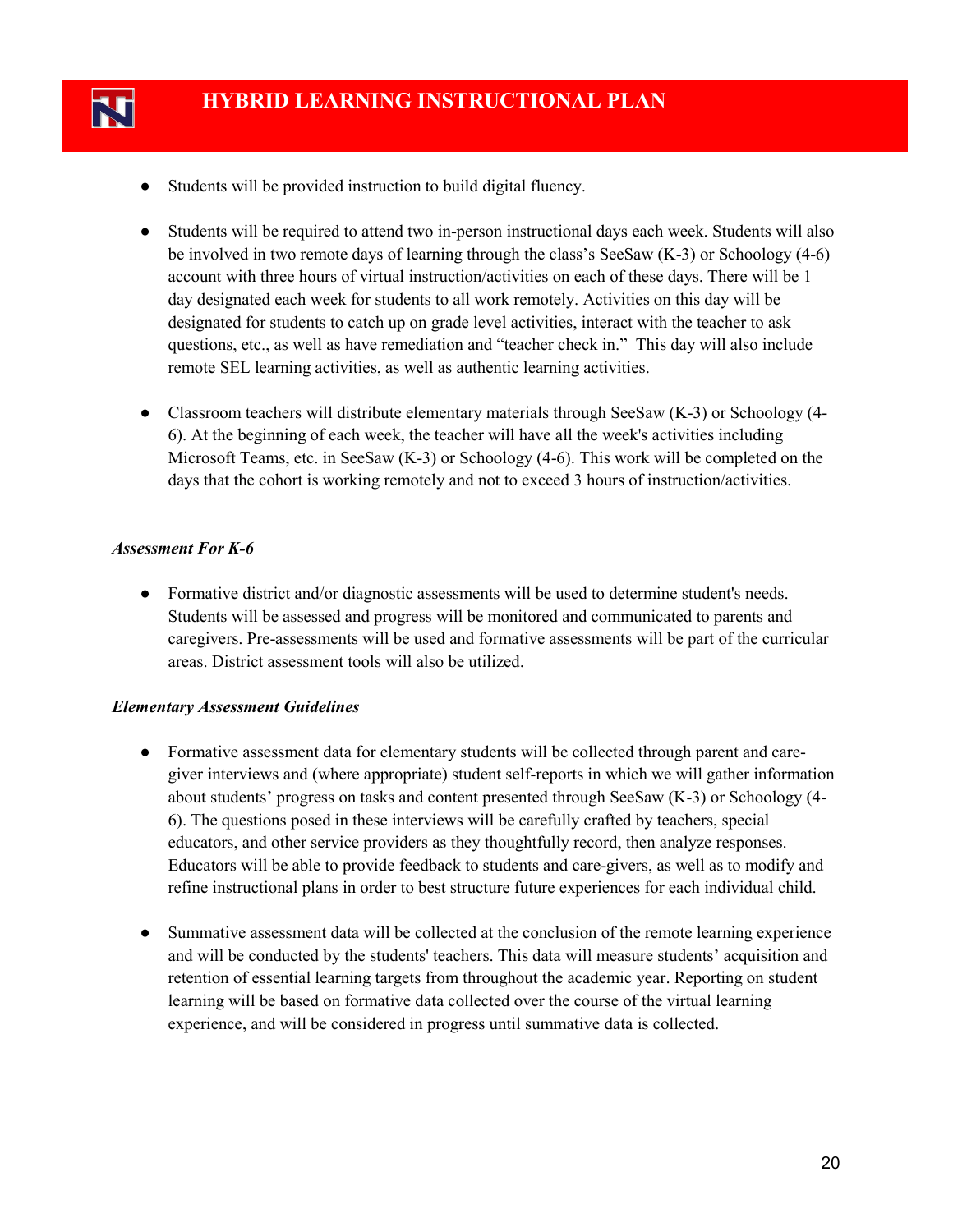- Students will be provided instruction to build digital fluency.

- Students will be required to attend two in-person instructional days each week. Students will also be involved in two remote days of learning through the class's SeeSaw (K-3) or Schoology (4-6) account with three hours of virtual instruction/activities on each of these days. There will be 1 day designated each week for students to all work remotely. Activities on this day will be designated for students to catch up on grade level activities, interact with the teacher to ask questions, etc., as well as have remediation and "teacher check in." This day will also include remote SEL learning activities, as well as authentic learning activities.

- Classroom teachers will distribute elementary materials through SeeSaw (K-3) or Schoology (4-6). At the beginning of each week, the teacher will have all the week's activities including Microsoft Teams, etc. in SeeSaw (K-3) or Schoology (4-6). This work will be completed on the days that the cohort is working remotely and not to exceed 3 hours of instruction/activities.

***Assessment For K-6***

- Formative district and/or diagnostic assessments will be used to determine student's needs. Students will be assessed and progress will be monitored and communicated to parents and caregivers. Pre-assessments will be used and formative assessments will be part of the curricular areas. District assessment tools will also be utilized.

***Elementary Assessment Guidelines***

- Formative assessment data for elementary students will be collected through parent and care-giver interviews and (where appropriate) student self-reports in which we will gather information about students' progress on tasks and content presented through SeeSaw (K-3) or Schoology (4-6). The questions posed in these interviews will be carefully crafted by teachers, special educators, and other service providers as they thoughtfully record, then analyze responses. Educators will be able to provide feedback to students and care-givers, as well as to modify and refine instructional plans in order to best structure future experiences for each individual child.

- Summative assessment data will be collected at the conclusion of the remote learning experience and will be conducted by the students' teachers. This data will measure students' acquisition and retention of essential learning targets from throughout the academic year. Reporting on student learning will be based on formative data collected over the course of the virtual learning experience, and will be considered in progress until summative data is collected.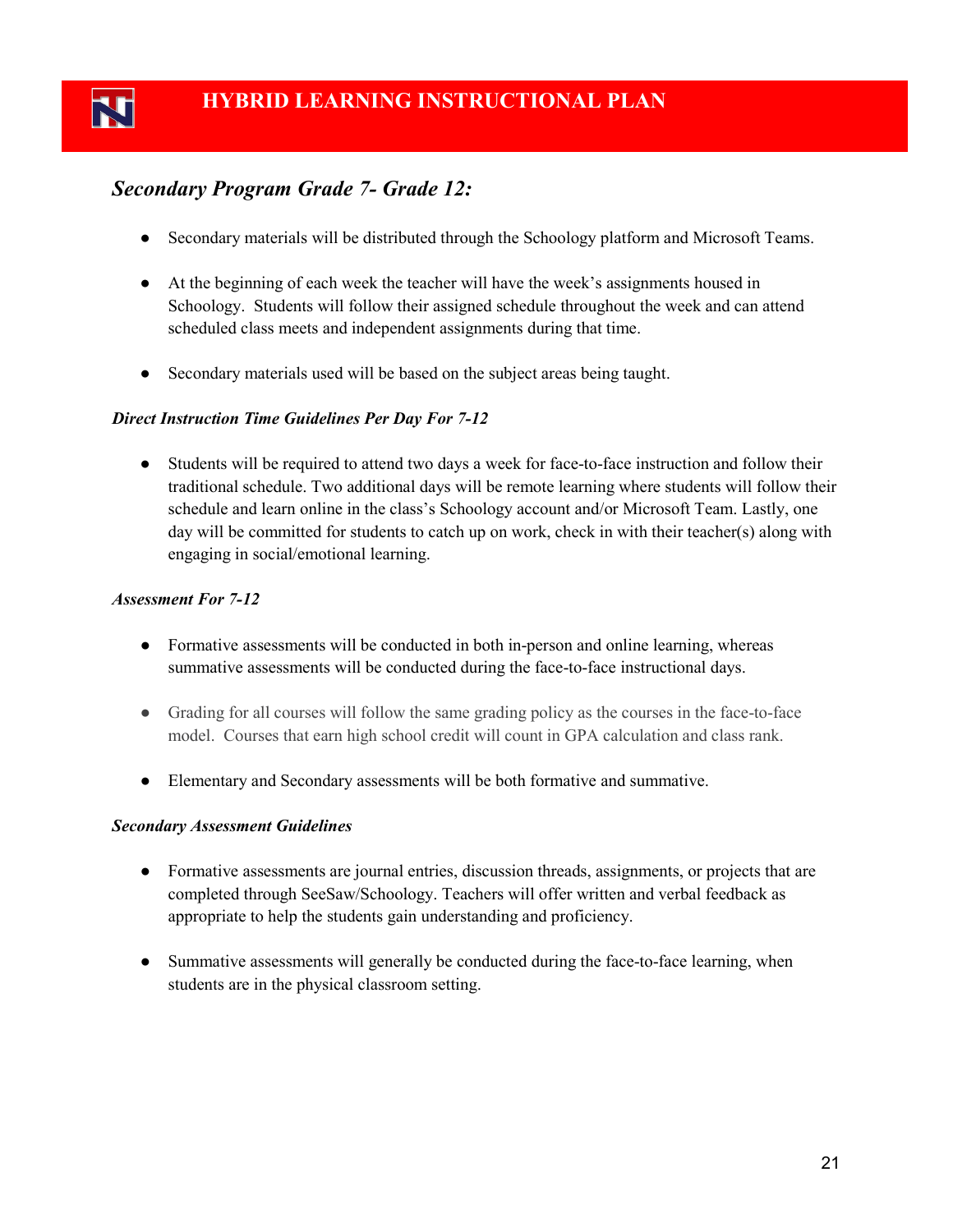# HYBRID LEARNING INSTRUCTIONAL PLAN

## *Secondary Program Grade 7- Grade 12:*

- Secondary materials will be distributed through the Schoology platform and Microsoft Teams.
- At the beginning of each week the teacher will have the week's assignments housed in Schoology. Students will follow their assigned schedule throughout the week and can attend scheduled class meets and independent assignments during that time.
- Secondary materials used will be based on the subject areas being taught.

### *Direct Instruction Time Guidelines Per Day For 7-12*

- Students will be required to attend two days a week for face-to-face instruction and follow their traditional schedule. Two additional days will be remote learning where students will follow their schedule and learn online in the class's Schoology account and/or Microsoft Team. Lastly, one day will be committed for students to catch up on work, check in with their teacher(s) along with engaging in social/emotional learning.

### *Assessment For 7-12*

- Formative assessments will be conducted in both in-person and online learning, whereas summative assessments will be conducted during the face-to-face instructional days.
- Grading for all courses will follow the same grading policy as the courses in the face-to-face model. Courses that earn high school credit will count in GPA calculation and class rank.
- Elementary and Secondary assessments will be both formative and summative.

### *Secondary Assessment Guidelines*

- Formative assessments are journal entries, discussion threads, assignments, or projects that are completed through SeeSaw/Schoology. Teachers will offer written and verbal feedback as appropriate to help the students gain understanding and proficiency.
- Summative assessments will generally be conducted during the face-to-face learning, when students are in the physical classroom setting.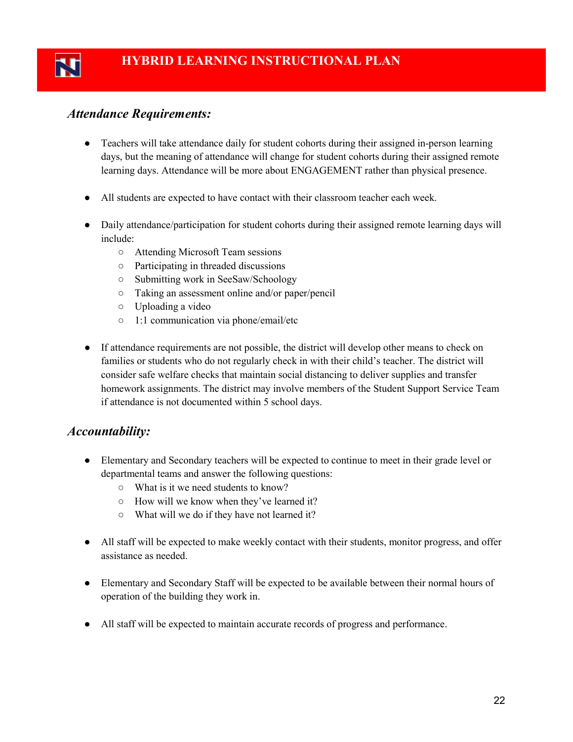# HYBRID LEARNING INSTRUCTIONAL PLAN

## *Attendance Requirements:*

- Teachers will take attendance daily for student cohorts during their assigned in-person learning days, but the meaning of attendance will change for student cohorts during their assigned remote learning days. Attendance will be more about ENGAGEMENT rather than physical presence.

- All students are expected to have contact with their classroom teacher each week.

- Daily attendance/participation for student cohorts during their assigned remote learning days will include:
  - Attending Microsoft Team sessions
  - Participating in threaded discussions
  - Submitting work in SeeSaw/Schoology
  - Taking an assessment online and/or paper/pencil
  - Uploading a video
  - 1:1 communication via phone/email/etc

- If attendance requirements are not possible, the district will develop other means to check on families or students who do not regularly check in with their child's teacher. The district will consider safe welfare checks that maintain social distancing to deliver supplies and transfer homework assignments. The district may involve members of the Student Support Service Team if attendance is not documented within 5 school days.

## *Accountability:*

- Elementary and Secondary teachers will be expected to continue to meet in their grade level or departmental teams and answer the following questions:
  - What is it we need students to know?
  - How will we know when they've learned it?
  - What will we do if they have not learned it?

- All staff will be expected to make weekly contact with their students, monitor progress, and offer assistance as needed.

- Elementary and Secondary Staff will be expected to be available between their normal hours of operation of the building they work in.

- All staff will be expected to maintain accurate records of progress and performance.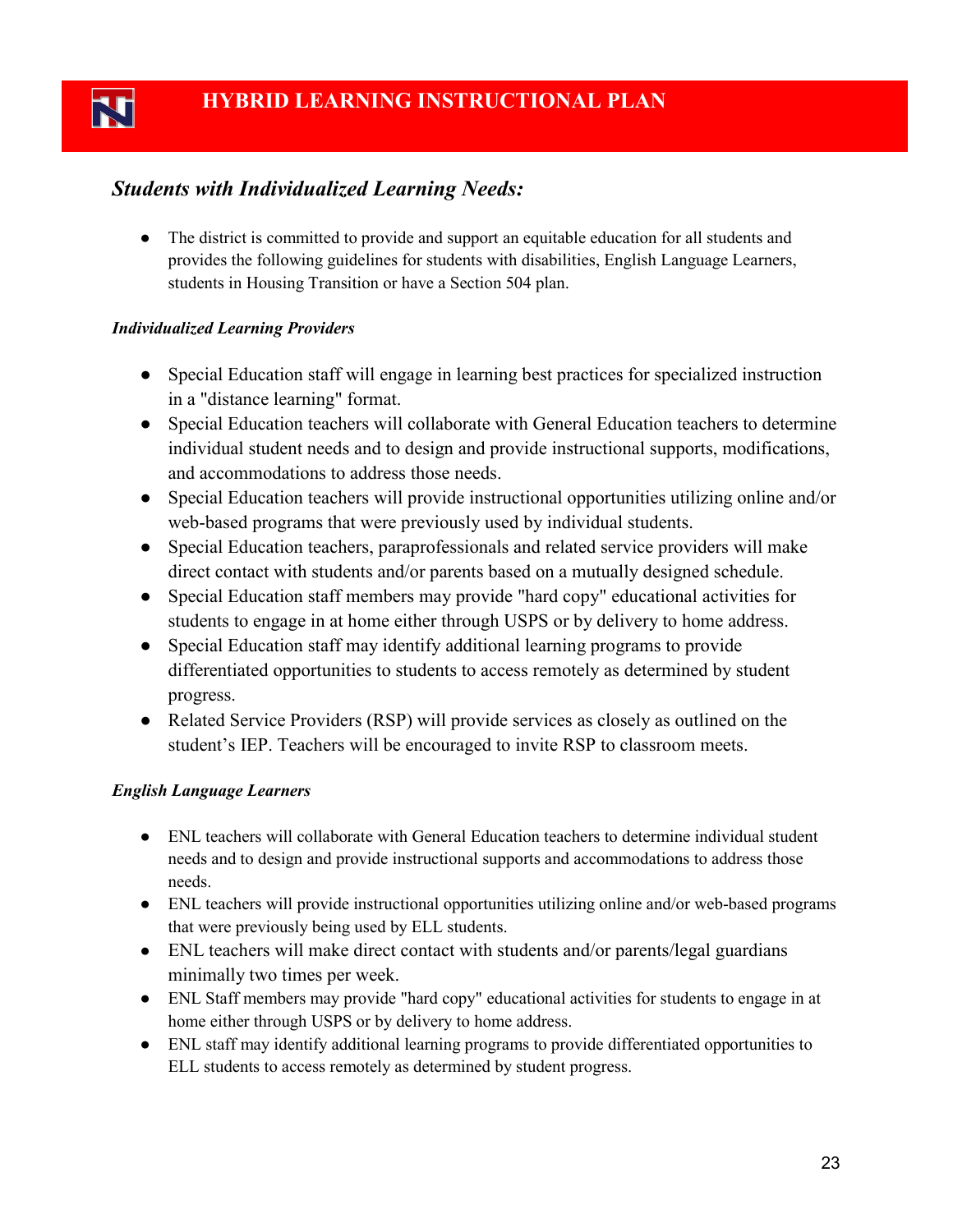## *Students with Individualized Learning Needs:*

- The district is committed to provide and support an equitable education for all students and provides the following guidelines for students with disabilities, English Language Learners, students in Housing Transition or have a Section 504 plan.

### *Individualized Learning Providers*

- Special Education staff will engage in learning best practices for specialized instruction in a "distance learning" format.
- Special Education teachers will collaborate with General Education teachers to determine individual student needs and to design and provide instructional supports, modifications, and accommodations to address those needs.
- Special Education teachers will provide instructional opportunities utilizing online and/or web-based programs that were previously used by individual students.
- Special Education teachers, paraprofessionals and related service providers will make direct contact with students and/or parents based on a mutually designed schedule.
- Special Education staff members may provide "hard copy" educational activities for students to engage in at home either through USPS or by delivery to home address.
- Special Education staff may identify additional learning programs to provide differentiated opportunities to students to access remotely as determined by student progress.
- Related Service Providers (RSP) will provide services as closely as outlined on the student's IEP. Teachers will be encouraged to invite RSP to classroom meets.

### *English Language Learners*

- ENL teachers will collaborate with General Education teachers to determine individual student needs and to design and provide instructional supports and accommodations to address those needs.
- ENL teachers will provide instructional opportunities utilizing online and/or web-based programs that were previously being used by ELL students.
- ENL teachers will make direct contact with students and/or parents/legal guardians minimally two times per week.
- ENL Staff members may provide "hard copy" educational activities for students to engage in at home either through USPS or by delivery to home address.
- ENL staff may identify additional learning programs to provide differentiated opportunities to ELL students to access remotely as determined by student progress.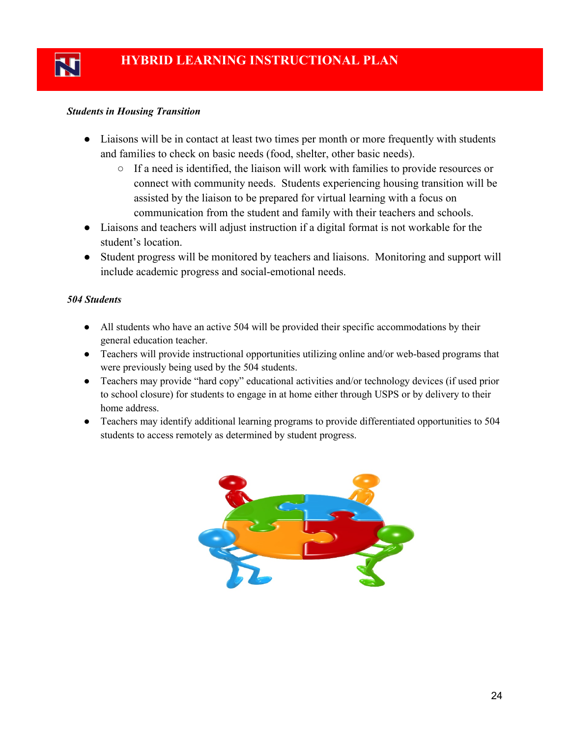### *Students in Housing Transition*

- Liaisons will be in contact at least two times per month or more frequently with students and families to check on basic needs (food, shelter, other basic needs).
  - If a need is identified, the liaison will work with families to provide resources or connect with community needs. Students experiencing housing transition will be assisted by the liaison to be prepared for virtual learning with a focus on communication from the student and family with their teachers and schools.
- Liaisons and teachers will adjust instruction if a digital format is not workable for the student's location.
- Student progress will be monitored by teachers and liaisons. Monitoring and support will include academic progress and social-emotional needs.

### *504 Students*

- All students who have an active 504 will be provided their specific accommodations by their general education teacher.
- Teachers will provide instructional opportunities utilizing online and/or web-based programs that were previously being used by the 504 students.
- Teachers may provide "hard copy" educational activities and/or technology devices (if used prior to school closure) for students to engage in at home either through USPS or by delivery to their home address.
- Teachers may identify additional learning programs to provide differentiated opportunities to 504 students to access remotely as determined by student progress.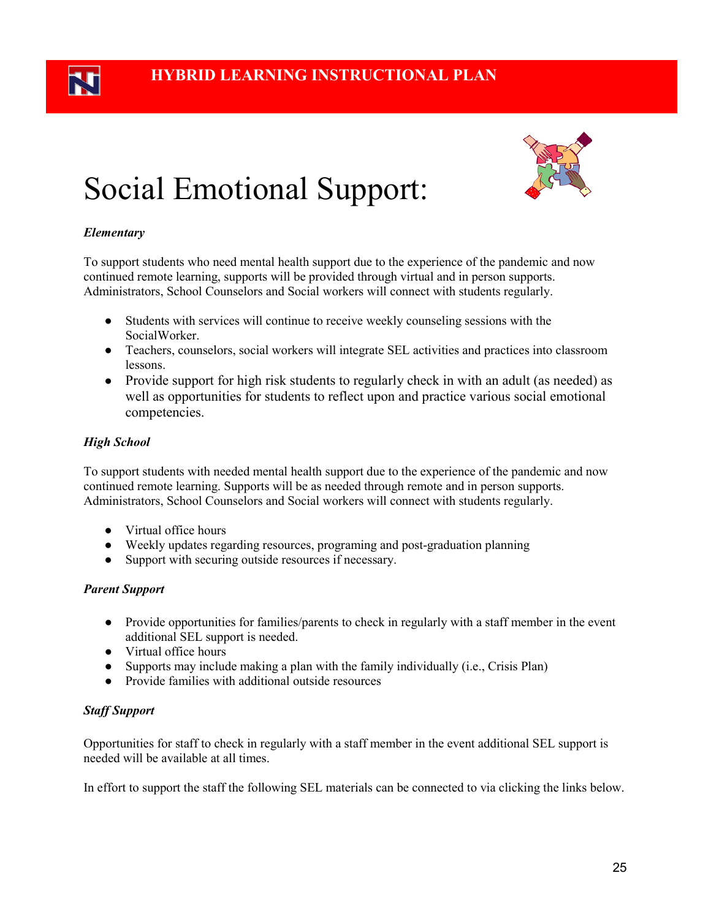# Social Emotional Support:

***Elementary***

To support students who need mental health support due to the experience of the pandemic and now continued remote learning, supports will be provided through virtual and in person supports. Administrators, School Counselors and Social workers will connect with students regularly.

- Students with services will continue to receive weekly counseling sessions with the SocialWorker.
- Teachers, counselors, social workers will integrate SEL activities and practices into classroom lessons.
- Provide support for high risk students to regularly check in with an adult (as needed) as well as opportunities for students to reflect upon and practice various social emotional competencies.

***High School***

To support students with needed mental health support due to the experience of the pandemic and now continued remote learning. Supports will be as needed through remote and in person supports. Administrators, School Counselors and Social workers will connect with students regularly.

- Virtual office hours
- Weekly updates regarding resources, programing and post-graduation planning
- Support with securing outside resources if necessary.

***Parent Support***

- Provide opportunities for families/parents to check in regularly with a staff member in the event additional SEL support is needed.
- Virtual office hours
- Supports may include making a plan with the family individually (i.e., Crisis Plan)
- Provide families with additional outside resources

***Staff Support***

Opportunities for staff to check in regularly with a staff member in the event additional SEL support is needed will be available at all times.

In effort to support the staff the following SEL materials can be connected to via clicking the links below.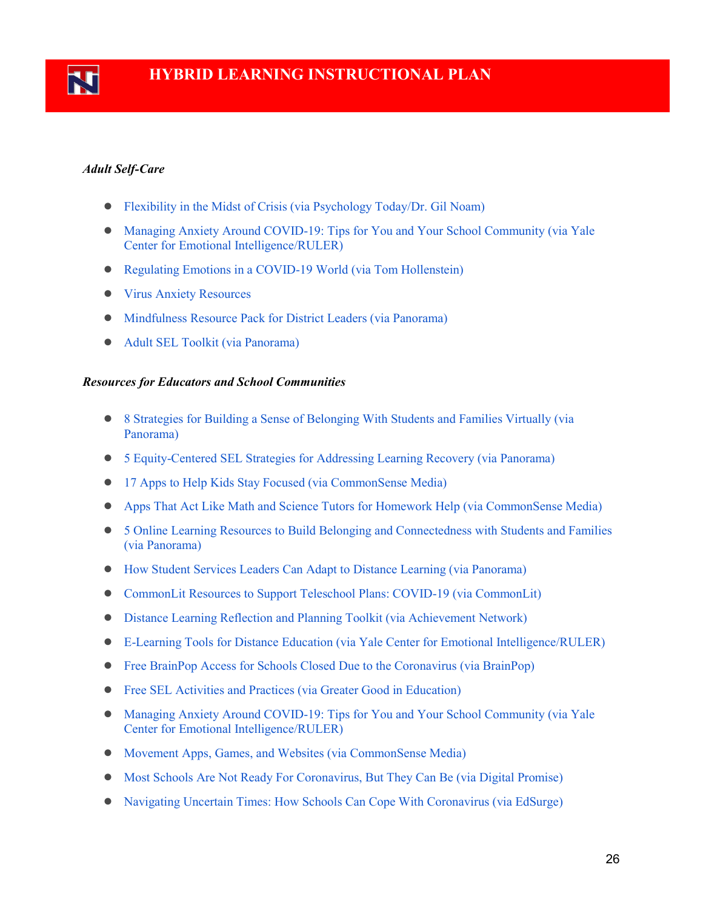***Adult Self-Care***

- Flexibility in the Midst of Crisis (via Psychology Today/Dr. Gil Noam)
- Managing Anxiety Around COVID-19: Tips for You and Your School Community (via Yale Center for Emotional Intelligence/RULER)
- Regulating Emotions in a COVID-19 World (via Tom Hollenstein)
- Virus Anxiety Resources
- Mindfulness Resource Pack for District Leaders (via Panorama)
- Adult SEL Toolkit (via Panorama)

***Resources for Educators and School Communities***

- 8 Strategies for Building a Sense of Belonging With Students and Families Virtually (via Panorama)
- 5 Equity-Centered SEL Strategies for Addressing Learning Recovery (via Panorama)
- 17 Apps to Help Kids Stay Focused (via CommonSense Media)
- Apps That Act Like Math and Science Tutors for Homework Help (via CommonSense Media)
- 5 Online Learning Resources to Build Belonging and Connectedness with Students and Families (via Panorama)
- How Student Services Leaders Can Adapt to Distance Learning (via Panorama)
- CommonLit Resources to Support Teleschool Plans: COVID-19 (via CommonLit)
- Distance Learning Reflection and Planning Toolkit (via Achievement Network)
- E-Learning Tools for Distance Education (via Yale Center for Emotional Intelligence/RULER)
- Free BrainPop Access for Schools Closed Due to the Coronavirus (via BrainPop)
- Free SEL Activities and Practices (via Greater Good in Education)
- Managing Anxiety Around COVID-19: Tips for You and Your School Community (via Yale Center for Emotional Intelligence/RULER)
- Movement Apps, Games, and Websites (via CommonSense Media)
- Most Schools Are Not Ready For Coronavirus, But They Can Be (via Digital Promise)
- Navigating Uncertain Times: How Schools Can Cope With Coronavirus (via EdSurge)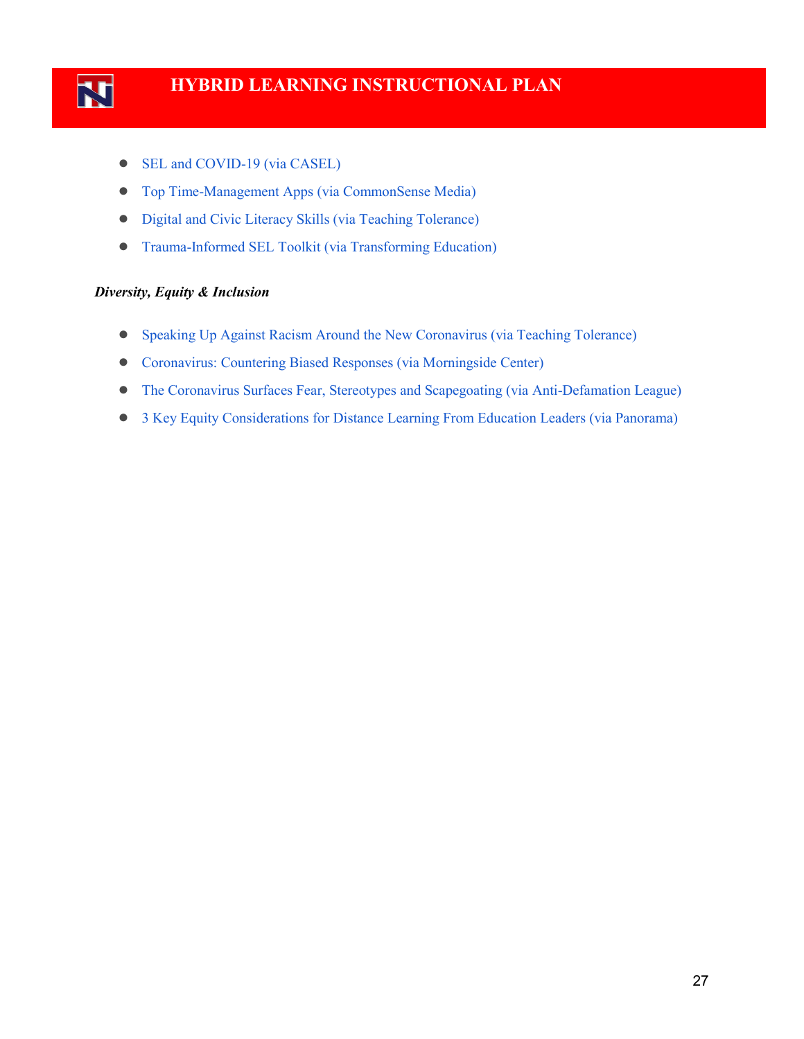- SEL and COVID-19 (via CASEL)
- Top Time-Management Apps (via CommonSense Media)
- Digital and Civic Literacy Skills (via Teaching Tolerance)
- Trauma-Informed SEL Toolkit (via Transforming Education)

***Diversity, Equity & Inclusion***

- Speaking Up Against Racism Around the New Coronavirus (via Teaching Tolerance)
- Coronavirus: Countering Biased Responses (via Morningside Center)
- The Coronavirus Surfaces Fear, Stereotypes and Scapegoating (via Anti-Defamation League)
- 3 Key Equity Considerations for Distance Learning From Education Leaders (via Panorama)